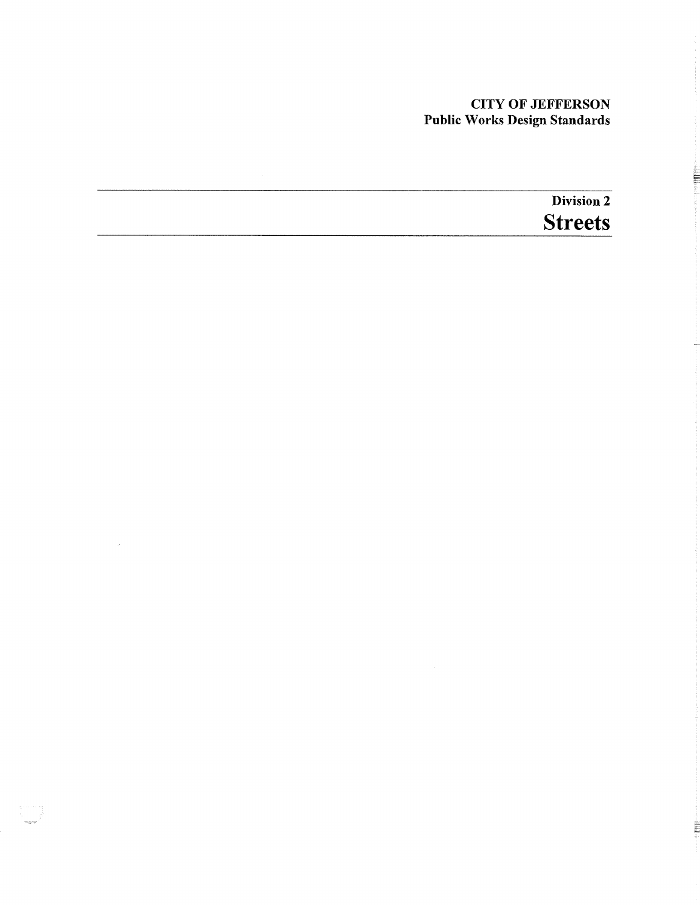**CITY OF JEFFERSON**
**Public Works Design Standards**

---

**Division 2**

# Streets

---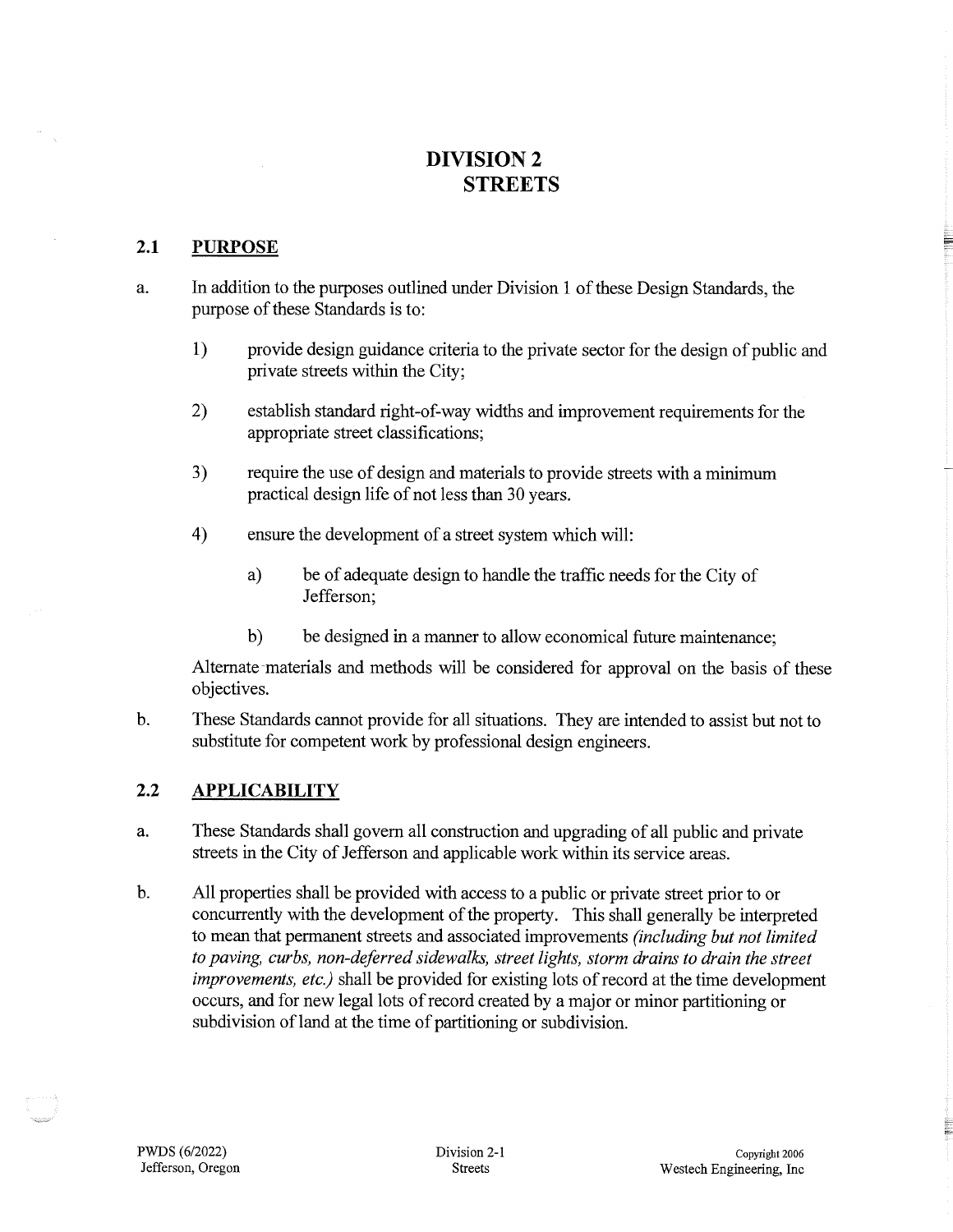# DIVISION 2
# STREETS

## 2.1 PURPOSE

a. In addition to the purposes outlined under Division 1 of these Design Standards, the purpose of these Standards is to:

1) provide design guidance criteria to the private sector for the design of public and private streets within the City;

2) establish standard right-of-way widths and improvement requirements for the appropriate street classifications;

3) require the use of design and materials to provide streets with a minimum practical design life of not less than 30 years.

4) ensure the development of a street system which will:

   a) be of adequate design to handle the traffic needs for the City of Jefferson;

   b) be designed in a manner to allow economical future maintenance;

Alternate materials and methods will be considered for approval on the basis of these objectives.

b. These Standards cannot provide for all situations. They are intended to assist but not to substitute for competent work by professional design engineers.

## 2.2 APPLICABILITY

a. These Standards shall govern all construction and upgrading of all public and private streets in the City of Jefferson and applicable work within its service areas.

b. All properties shall be provided with access to a public or private street prior to or concurrently with the development of the property. This shall generally be interpreted to mean that permanent streets and associated improvements *(including but not limited to paving, curbs, non-deferred sidewalks, street lights, storm drains to drain the street improvements, etc.)* shall be provided for existing lots of record at the time development occurs, and for new legal lots of record created by a major or minor partitioning or subdivision of land at the time of partitioning or subdivision.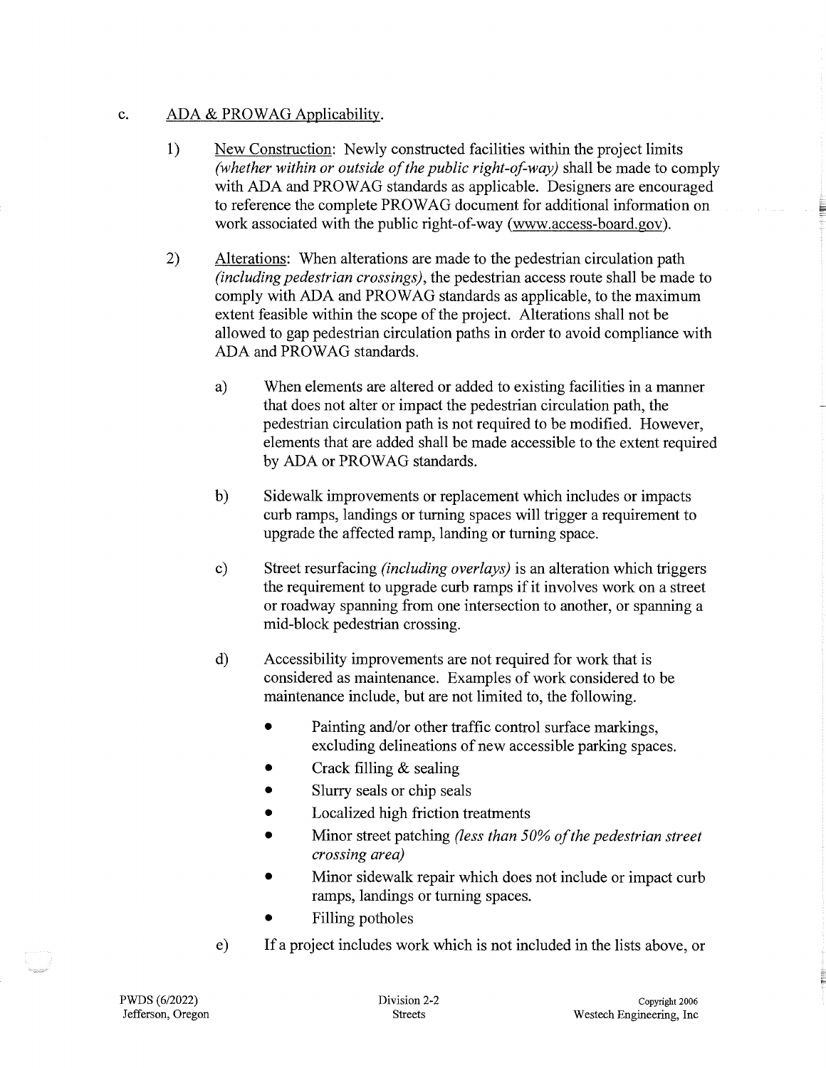c. <u>ADA & PROWAG Applicability</u>.

1) <u>New Construction</u>: Newly constructed facilities within the project limits *(whether within or outside of the public right-of-way)* shall be made to comply with ADA and PROWAG standards as applicable. Designers are encouraged to reference the complete PROWAG document for additional information on work associated with the public right-of-way (www.access-board.gov).

2) <u>Alterations</u>: When alterations are made to the pedestrian circulation path *(including pedestrian crossings)*, the pedestrian access route shall be made to comply with ADA and PROWAG standards as applicable, to the maximum extent feasible within the scope of the project. Alterations shall not be allowed to gap pedestrian circulation paths in order to avoid compliance with ADA and PROWAG standards.

   a) When elements are altered or added to existing facilities in a manner that does not alter or impact the pedestrian circulation path, the pedestrian circulation path is not required to be modified. However, elements that are added shall be made accessible to the extent required by ADA or PROWAG standards.

   b) Sidewalk improvements or replacement which includes or impacts curb ramps, landings or turning spaces will trigger a requirement to upgrade the affected ramp, landing or turning space.

   c) Street resurfacing *(including overlays)* is an alteration which triggers the requirement to upgrade curb ramps if it involves work on a street or roadway spanning from one intersection to another, or spanning a mid-block pedestrian crossing.

   d) Accessibility improvements are not required for work that is considered as maintenance. Examples of work considered to be maintenance include, but are not limited to, the following.

      - Painting and/or other traffic control surface markings, excluding delineations of new accessible parking spaces.
      - Crack filling & sealing
      - Slurry seals or chip seals
      - Localized high friction treatments
      - Minor street patching *(less than 50% of the pedestrian street crossing area)*
      - Minor sidewalk repair which does not include or impact curb ramps, landings or turning spaces.
      - Filling potholes

   e) If a project includes work which is not included in the lists above, or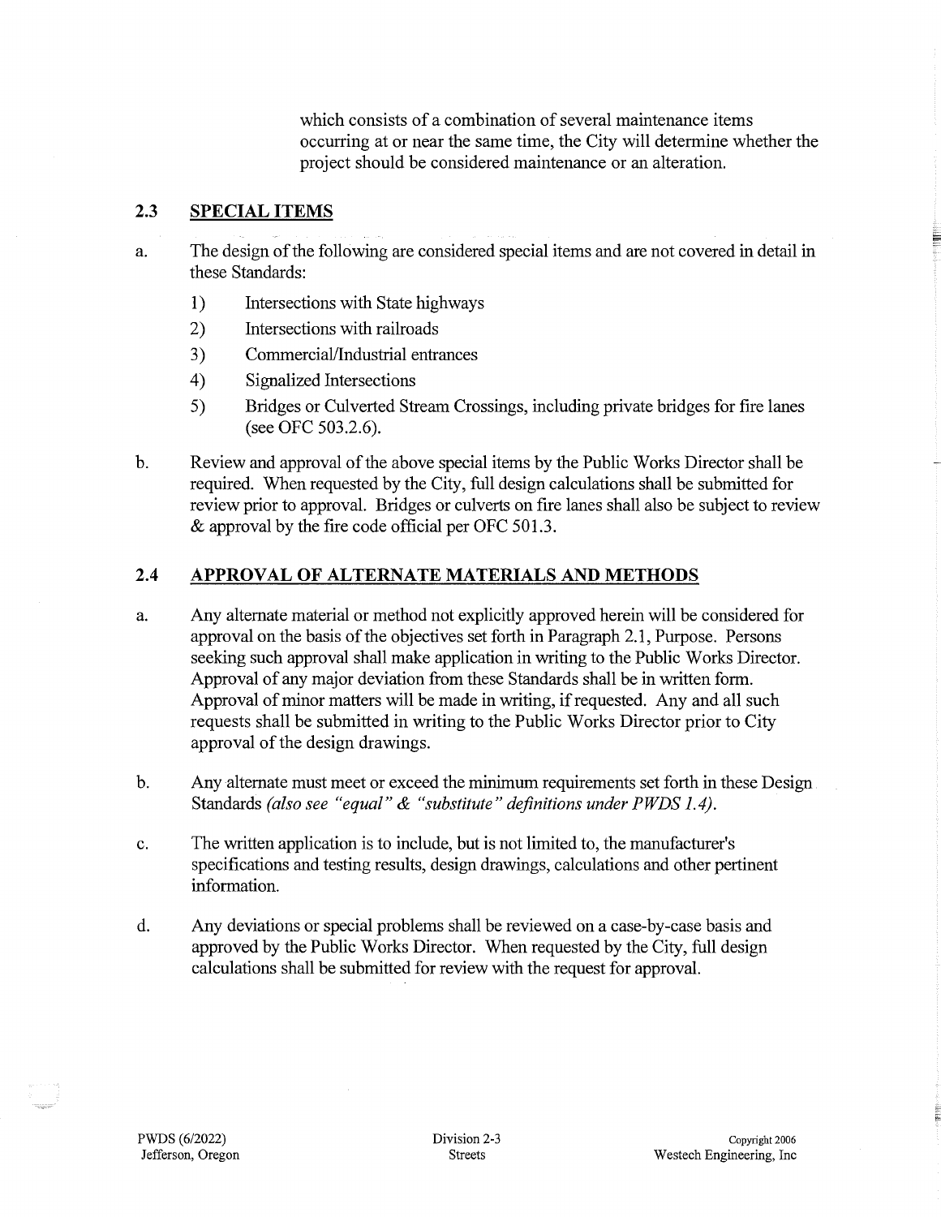which consists of a combination of several maintenance items occurring at or near the same time, the City will determine whether the project should be considered maintenance or an alteration.

## 2.3 SPECIAL ITEMS

a. The design of the following are considered special items and are not covered in detail in these Standards:

   1) Intersections with State highways
   2) Intersections with railroads
   3) Commercial/Industrial entrances
   4) Signalized Intersections
   5) Bridges or Culverted Stream Crossings, including private bridges for fire lanes (see OFC 503.2.6).

b. Review and approval of the above special items by the Public Works Director shall be required. When requested by the City, full design calculations shall be submitted for review prior to approval. Bridges or culverts on fire lanes shall also be subject to review & approval by the fire code official per OFC 501.3.

## 2.4 APPROVAL OF ALTERNATE MATERIALS AND METHODS

a. Any alternate material or method not explicitly approved herein will be considered for approval on the basis of the objectives set forth in Paragraph 2.1, Purpose. Persons seeking such approval shall make application in writing to the Public Works Director. Approval of any major deviation from these Standards shall be in written form. Approval of minor matters will be made in writing, if requested. Any and all such requests shall be submitted in writing to the Public Works Director prior to City approval of the design drawings.

b. Any alternate must meet or exceed the minimum requirements set forth in these Design Standards *(also see "equal" & "substitute" definitions under PWDS 1.4).*

c. The written application is to include, but is not limited to, the manufacturer's specifications and testing results, design drawings, calculations and other pertinent information.

d. Any deviations or special problems shall be reviewed on a case-by-case basis and approved by the Public Works Director. When requested by the City, full design calculations shall be submitted for review with the request for approval.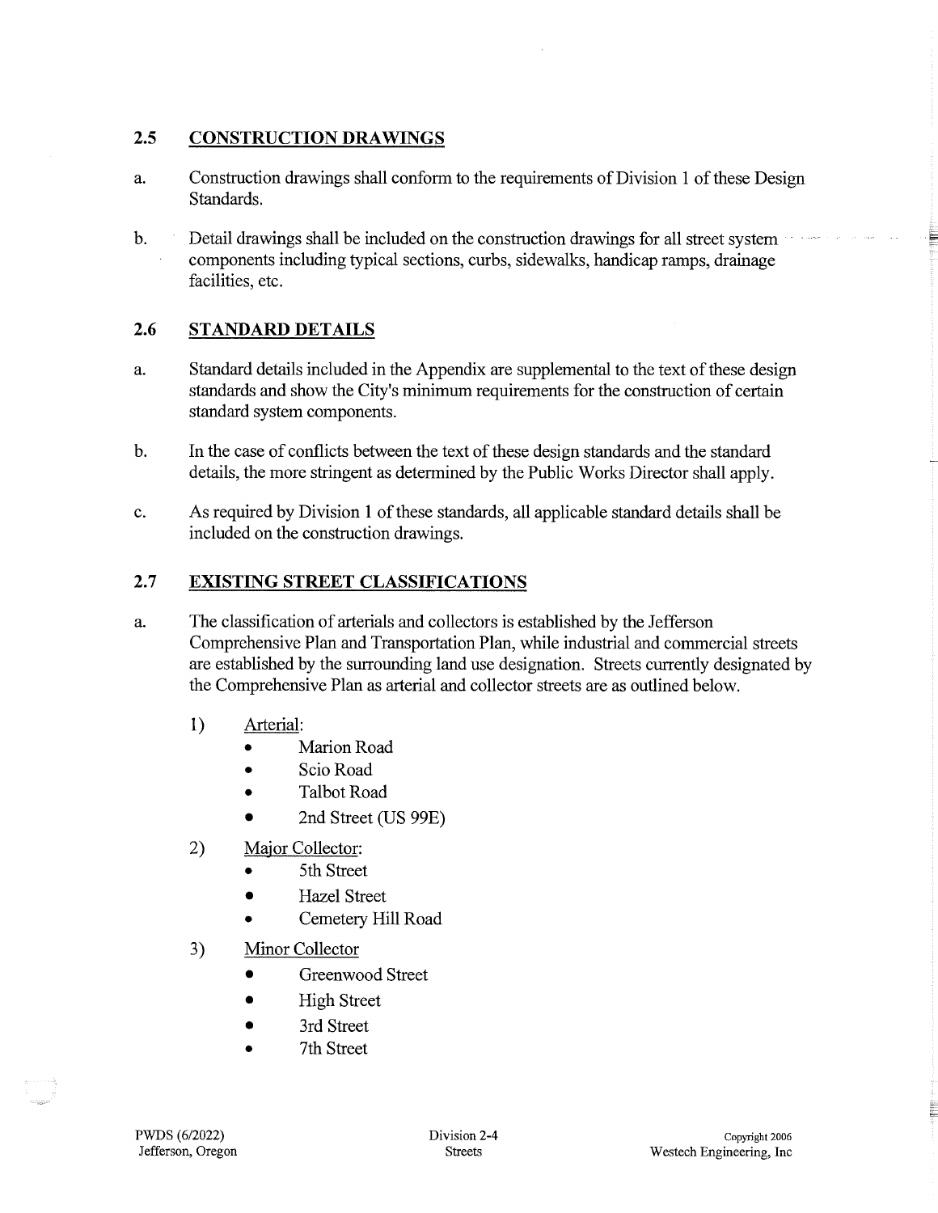## 2.5 CONSTRUCTION DRAWINGS

a. Construction drawings shall conform to the requirements of Division 1 of these Design Standards.

b. Detail drawings shall be included on the construction drawings for all street system components including typical sections, curbs, sidewalks, handicap ramps, drainage facilities, etc.

## 2.6 STANDARD DETAILS

a. Standard details included in the Appendix are supplemental to the text of these design standards and show the City's minimum requirements for the construction of certain standard system components.

b. In the case of conflicts between the text of these design standards and the standard details, the more stringent as determined by the Public Works Director shall apply.

c. As required by Division 1 of these standards, all applicable standard details shall be included on the construction drawings.

## 2.7 EXISTING STREET CLASSIFICATIONS

a. The classification of arterials and collectors is established by the Jefferson Comprehensive Plan and Transportation Plan, while industrial and commercial streets are established by the surrounding land use designation. Streets currently designated by the Comprehensive Plan as arterial and collector streets are as outlined below.

   1) Arterial:
      - Marion Road
      - Scio Road
      - Talbot Road
      - 2nd Street (US 99E)

   2) Major Collector:
      - 5th Street
      - Hazel Street
      - Cemetery Hill Road

   3) Minor Collector
      - Greenwood Street
      - High Street
      - 3rd Street
      - 7th Street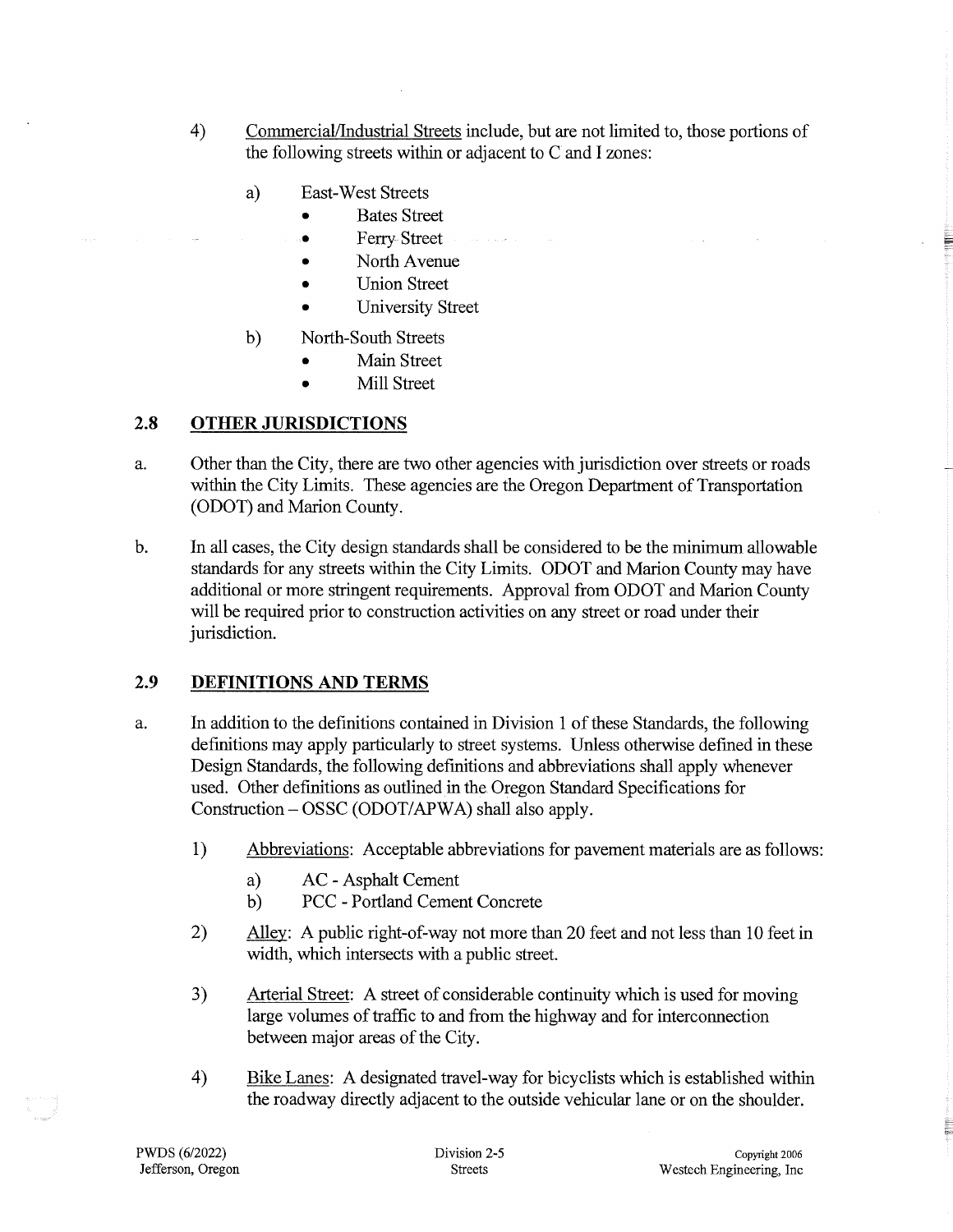4) Commercial/Industrial Streets include, but are not limited to, those portions of the following streets within or adjacent to C and I zones:

   a) East-West Streets
      - Bates Street
      - Ferry Street
      - North Avenue
      - Union Street
      - University Street

   b) North-South Streets
      - Main Street
      - Mill Street

## 2.8 OTHER JURISDICTIONS

a. Other than the City, there are two other agencies with jurisdiction over streets or roads within the City Limits. These agencies are the Oregon Department of Transportation (ODOT) and Marion County.

b. In all cases, the City design standards shall be considered to be the minimum allowable standards for any streets within the City Limits. ODOT and Marion County may have additional or more stringent requirements. Approval from ODOT and Marion County will be required prior to construction activities on any street or road under their jurisdiction.

## 2.9 DEFINITIONS AND TERMS

a. In addition to the definitions contained in Division 1 of these Standards, the following definitions may apply particularly to street systems. Unless otherwise defined in these Design Standards, the following definitions and abbreviations shall apply whenever used. Other definitions as outlined in the Oregon Standard Specifications for Construction – OSSC (ODOT/APWA) shall also apply.

   1) Abbreviations: Acceptable abbreviations for pavement materials are as follows:

      a) AC - Asphalt Cement
      b) PCC - Portland Cement Concrete

   2) Alley: A public right-of-way not more than 20 feet and not less than 10 feet in width, which intersects with a public street.

   3) Arterial Street: A street of considerable continuity which is used for moving large volumes of traffic to and from the highway and for interconnection between major areas of the City.

   4) Bike Lanes: A designated travel-way for bicyclists which is established within the roadway directly adjacent to the outside vehicular lane or on the shoulder.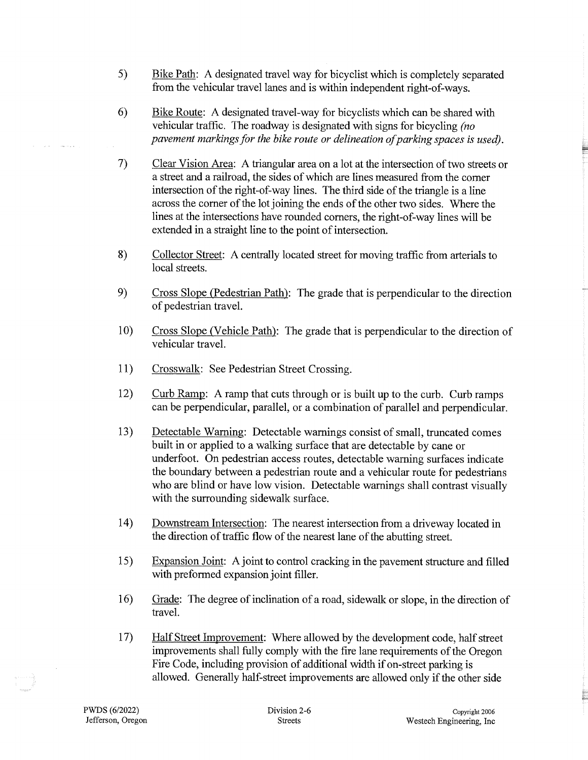5) Bike Path: A designated travel way for bicyclist which is completely separated from the vehicular travel lanes and is within independent right-of-ways.

6) Bike Route: A designated travel-way for bicyclists which can be shared with vehicular traffic. The roadway is designated with signs for bicycling *(no pavement markings for the bike route or delineation of parking spaces is used)*.

7) Clear Vision Area: A triangular area on a lot at the intersection of two streets or a street and a railroad, the sides of which are lines measured from the corner intersection of the right-of-way lines. The third side of the triangle is a line across the corner of the lot joining the ends of the other two sides. Where the lines at the intersections have rounded corners, the right-of-way lines will be extended in a straight line to the point of intersection.

8) Collector Street: A centrally located street for moving traffic from arterials to local streets.

9) Cross Slope (Pedestrian Path): The grade that is perpendicular to the direction of pedestrian travel.

10) Cross Slope (Vehicle Path): The grade that is perpendicular to the direction of vehicular travel.

11) Crosswalk: See Pedestrian Street Crossing.

12) Curb Ramp: A ramp that cuts through or is built up to the curb. Curb ramps can be perpendicular, parallel, or a combination of parallel and perpendicular.

13) Detectable Warning: Detectable warnings consist of small, truncated comes built in or applied to a walking surface that are detectable by cane or underfoot. On pedestrian access routes, detectable warning surfaces indicate the boundary between a pedestrian route and a vehicular route for pedestrians who are blind or have low vision. Detectable warnings shall contrast visually with the surrounding sidewalk surface.

14) Downstream Intersection: The nearest intersection from a driveway located in the direction of traffic flow of the nearest lane of the abutting street.

15) Expansion Joint: A joint to control cracking in the pavement structure and filled with preformed expansion joint filler.

16) Grade: The degree of inclination of a road, sidewalk or slope, in the direction of travel.

17) Half Street Improvement: Where allowed by the development code, half street improvements shall fully comply with the fire lane requirements of the Oregon Fire Code, including provision of additional width if on-street parking is allowed. Generally half-street improvements are allowed only if the other side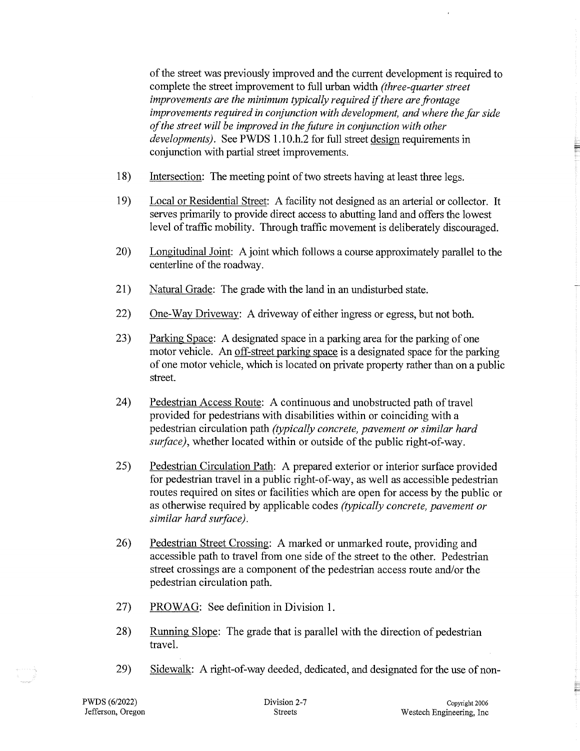of the street was previously improved and the current development is required to complete the street improvement to full urban width *(three-quarter street improvements are the minimum typically required if there are frontage improvements required in conjunction with development, and where the far side of the street will be improved in the future in conjunction with other developments)*. See PWDS 1.10.h.2 for full street design requirements in conjunction with partial street improvements.

18) Intersection: The meeting point of two streets having at least three legs.

19) Local or Residential Street: A facility not designed as an arterial or collector. It serves primarily to provide direct access to abutting land and offers the lowest level of traffic mobility. Through traffic movement is deliberately discouraged.

20) Longitudinal Joint: A joint which follows a course approximately parallel to the centerline of the roadway.

21) Natural Grade: The grade with the land in an undisturbed state.

22) One-Way Driveway: A driveway of either ingress or egress, but not both.

23) Parking Space: A designated space in a parking area for the parking of one motor vehicle. An off-street parking space is a designated space for the parking of one motor vehicle, which is located on private property rather than on a public street.

24) Pedestrian Access Route: A continuous and unobstructed path of travel provided for pedestrians with disabilities within or coinciding with a pedestrian circulation path *(typically concrete, pavement or similar hard surface)*, whether located within or outside of the public right-of-way.

25) Pedestrian Circulation Path: A prepared exterior or interior surface provided for pedestrian travel in a public right-of-way, as well as accessible pedestrian routes required on sites or facilities which are open for access by the public or as otherwise required by applicable codes *(typically concrete, pavement or similar hard surface)*.

26) Pedestrian Street Crossing: A marked or unmarked route, providing and accessible path to travel from one side of the street to the other. Pedestrian street crossings are a component of the pedestrian access route and/or the pedestrian circulation path.

27) PROWAG: See definition in Division 1.

28) Running Slope: The grade that is parallel with the direction of pedestrian travel.

29) Sidewalk: A right-of-way deeded, dedicated, and designated for the use of non-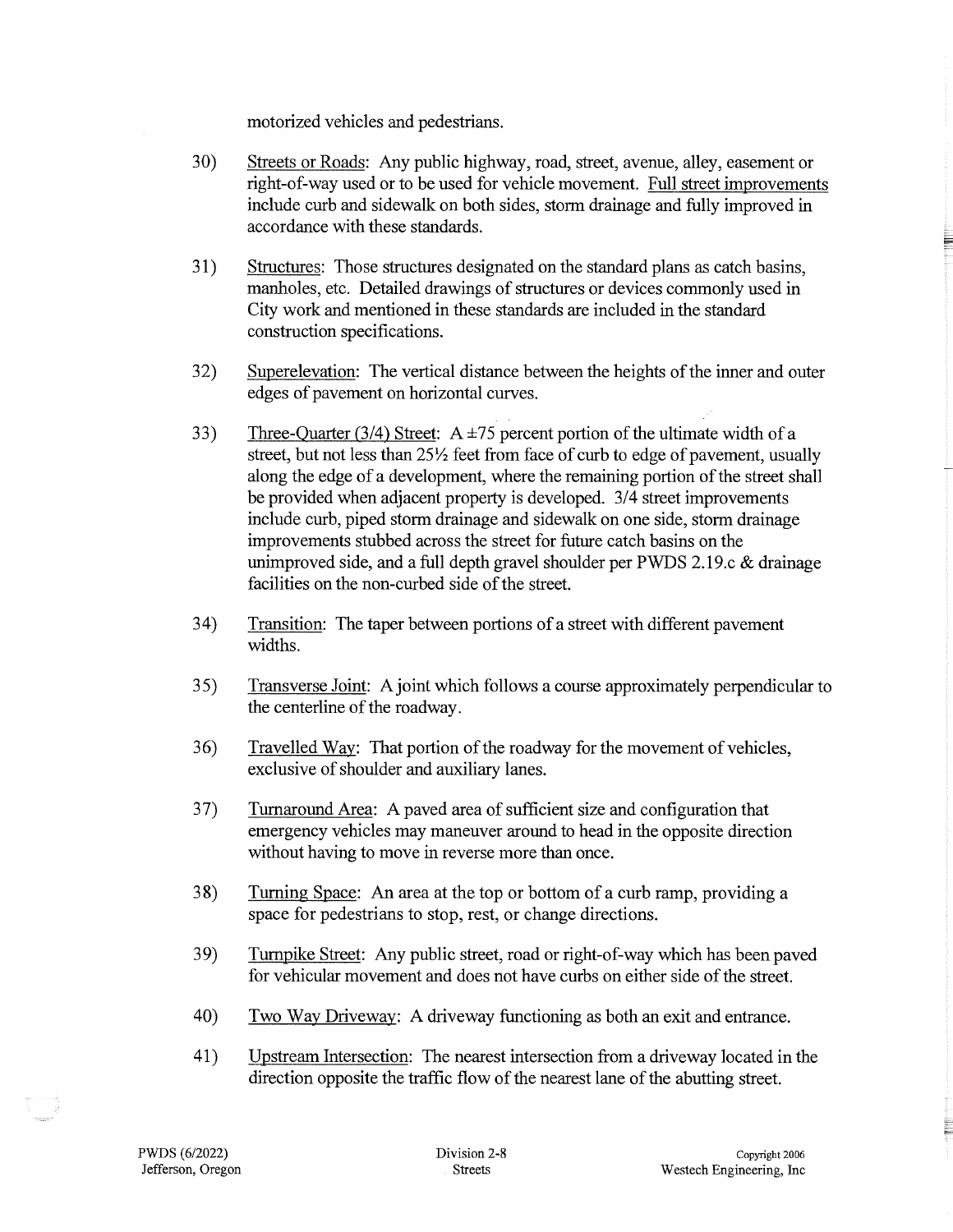motorized vehicles and pedestrians.

30) Streets or Roads: Any public highway, road, street, avenue, alley, easement or right-of-way used or to be used for vehicle movement. Full street improvements include curb and sidewalk on both sides, storm drainage and fully improved in accordance with these standards.

31) Structures: Those structures designated on the standard plans as catch basins, manholes, etc. Detailed drawings of structures or devices commonly used in City work and mentioned in these standards are included in the standard construction specifications.

32) Superelevation: The vertical distance between the heights of the inner and outer edges of pavement on horizontal curves.

33) Three-Quarter (3/4) Street: A ±75 percent portion of the ultimate width of a street, but not less than 25½ feet from face of curb to edge of pavement, usually along the edge of a development, where the remaining portion of the street shall be provided when adjacent property is developed. 3/4 street improvements include curb, piped storm drainage and sidewalk on one side, storm drainage improvements stubbed across the street for future catch basins on the unimproved side, and a full depth gravel shoulder per PWDS 2.19.c & drainage facilities on the non-curbed side of the street.

34) Transition: The taper between portions of a street with different pavement widths.

35) Transverse Joint: A joint which follows a course approximately perpendicular to the centerline of the roadway.

36) Travelled Way: That portion of the roadway for the movement of vehicles, exclusive of shoulder and auxiliary lanes.

37) Turnaround Area: A paved area of sufficient size and configuration that emergency vehicles may maneuver around to head in the opposite direction without having to move in reverse more than once.

38) Turning Space: An area at the top or bottom of a curb ramp, providing a space for pedestrians to stop, rest, or change directions.

39) Turnpike Street: Any public street, road or right-of-way which has been paved for vehicular movement and does not have curbs on either side of the street.

40) Two Way Driveway: A driveway functioning as both an exit and entrance.

41) Upstream Intersection: The nearest intersection from a driveway located in the direction opposite the traffic flow of the nearest lane of the abutting street.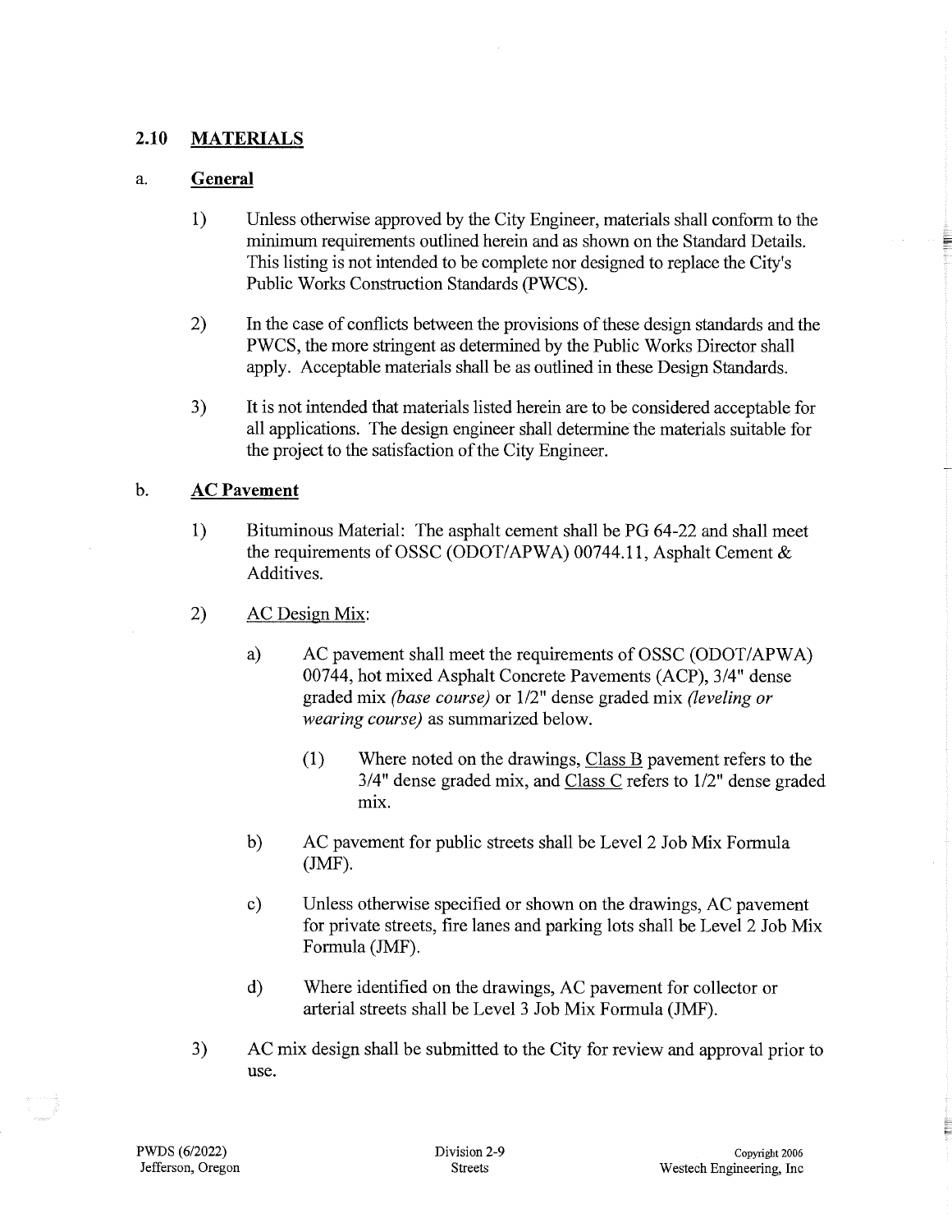## 2.10 MATERIALS

### a. General

1) Unless otherwise approved by the City Engineer, materials shall conform to the minimum requirements outlined herein and as shown on the Standard Details. This listing is not intended to be complete nor designed to replace the City's Public Works Construction Standards (PWCS).

2) In the case of conflicts between the provisions of these design standards and the PWCS, the more stringent as determined by the Public Works Director shall apply. Acceptable materials shall be as outlined in these Design Standards.

3) It is not intended that materials listed herein are to be considered acceptable for all applications. The design engineer shall determine the materials suitable for the project to the satisfaction of the City Engineer.

### b. AC Pavement

1) Bituminous Material: The asphalt cement shall be PG 64-22 and shall meet the requirements of OSSC (ODOT/APWA) 00744.11, Asphalt Cement & Additives.

2) AC Design Mix:

   a) AC pavement shall meet the requirements of OSSC (ODOT/APWA) 00744, hot mixed Asphalt Concrete Pavements (ACP), 3/4" dense graded mix *(base course)* or 1/2" dense graded mix *(leveling or wearing course)* as summarized below.

      (1) Where noted on the drawings, Class B pavement refers to the 3/4" dense graded mix, and Class C refers to 1/2" dense graded mix.

   b) AC pavement for public streets shall be Level 2 Job Mix Formula (JMF).

   c) Unless otherwise specified or shown on the drawings, AC pavement for private streets, fire lanes and parking lots shall be Level 2 Job Mix Formula (JMF).

   d) Where identified on the drawings, AC pavement for collector or arterial streets shall be Level 3 Job Mix Formula (JMF).

3) AC mix design shall be submitted to the City for review and approval prior to use.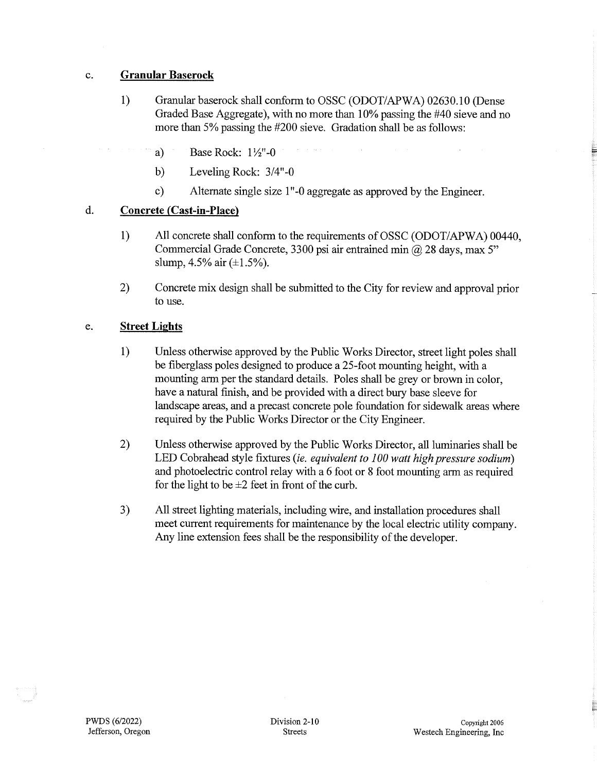c. **Granular Baserock**

1) Granular baserock shall conform to OSSC (ODOT/APWA) 02630.10 (Dense Graded Base Aggregate), with no more than 10% passing the #40 sieve and no more than 5% passing the #200 sieve. Gradation shall be as follows:

   a) Base Rock: 1½"-0

   b) Leveling Rock: 3/4"-0

   c) Alternate single size 1"-0 aggregate as approved by the Engineer.

d. **Concrete (Cast-in-Place)**

1) All concrete shall conform to the requirements of OSSC (ODOT/APWA) 00440, Commercial Grade Concrete, 3300 psi air entrained min @ 28 days, max 5" slump, 4.5% air (±1.5%).

2) Concrete mix design shall be submitted to the City for review and approval prior to use.

e. **Street Lights**

1) Unless otherwise approved by the Public Works Director, street light poles shall be fiberglass poles designed to produce a 25-foot mounting height, with a mounting arm per the standard details. Poles shall be grey or brown in color, have a natural finish, and be provided with a direct bury base sleeve for landscape areas, and a precast concrete pole foundation for sidewalk areas where required by the Public Works Director or the City Engineer.

2) Unless otherwise approved by the Public Works Director, all luminaries shall be LED Cobrahead style fixtures (*ie. equivalent to 100 watt high pressure sodium*) and photoelectric control relay with a 6 foot or 8 foot mounting arm as required for the light to be ±2 feet in front of the curb.

3) All street lighting materials, including wire, and installation procedures shall meet current requirements for maintenance by the local electric utility company. Any line extension fees shall be the responsibility of the developer.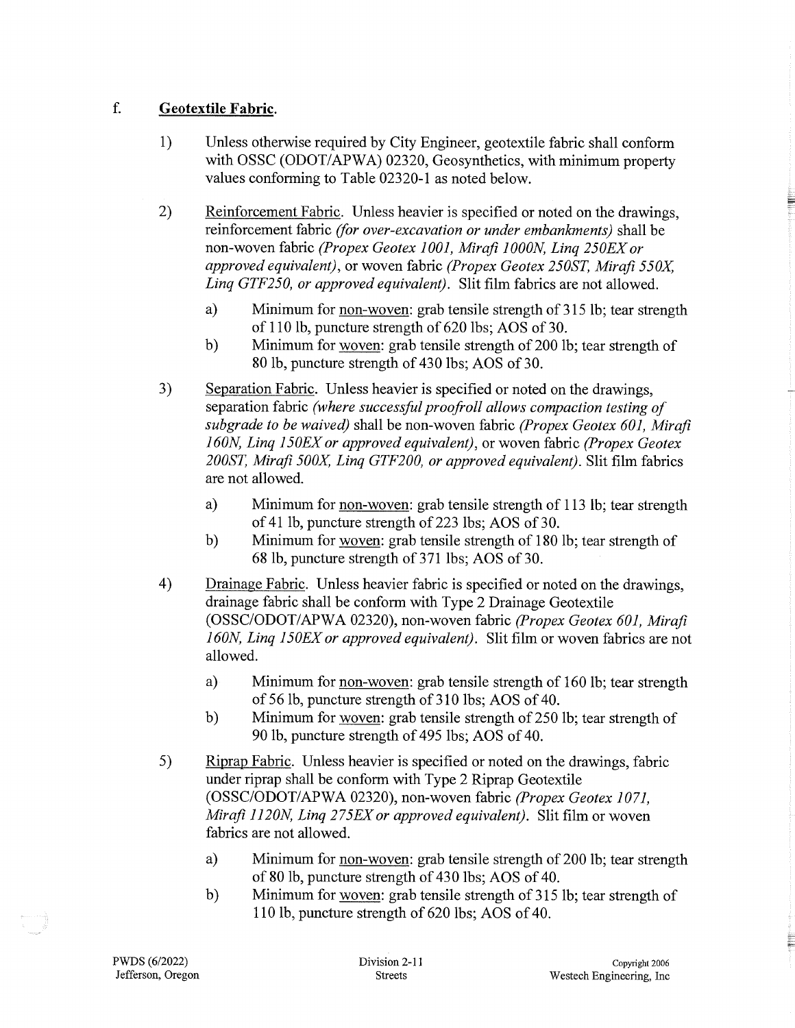f. **Geotextile Fabric**.

1) Unless otherwise required by City Engineer, geotextile fabric shall conform with OSSC (ODOT/APWA) 02320, Geosynthetics, with minimum property values conforming to Table 02320-1 as noted below.

2) Reinforcement Fabric. Unless heavier is specified or noted on the drawings, reinforcement fabric *(for over-excavation or under embankments)* shall be non-woven fabric *(Propex Geotex 1001, Mirafi 1000N, Linq 250EX or approved equivalent)*, or woven fabric *(Propex Geotex 250ST, Mirafi 550X, Linq GTF250, or approved equivalent)*. Slit film fabrics are not allowed.

   a) Minimum for non-woven: grab tensile strength of 315 lb; tear strength of 110 lb, puncture strength of 620 lbs; AOS of 30.
   
   b) Minimum for woven: grab tensile strength of 200 lb; tear strength of 80 lb, puncture strength of 430 lbs; AOS of 30.

3) Separation Fabric. Unless heavier is specified or noted on the drawings, separation fabric *(where successful proofroll allows compaction testing of subgrade to be waived)* shall be non-woven fabric *(Propex Geotex 601, Mirafi 160N, Linq 150EX or approved equivalent)*, or woven fabric *(Propex Geotex 200ST, Mirafi 500X, Linq GTF200, or approved equivalent)*. Slit film fabrics are not allowed.

   a) Minimum for non-woven: grab tensile strength of 113 lb; tear strength of 41 lb, puncture strength of 223 lbs; AOS of 30.
   
   b) Minimum for woven: grab tensile strength of 180 lb; tear strength of 68 lb, puncture strength of 371 lbs; AOS of 30.

4) Drainage Fabric. Unless heavier fabric is specified or noted on the drawings, drainage fabric shall be conform with Type 2 Drainage Geotextile (OSSC/ODOT/APWA 02320), non-woven fabric *(Propex Geotex 601, Mirafi 160N, Linq 150EX or approved equivalent)*. Slit film or woven fabrics are not allowed.

   a) Minimum for non-woven: grab tensile strength of 160 lb; tear strength of 56 lb, puncture strength of 310 lbs; AOS of 40.
   
   b) Minimum for woven: grab tensile strength of 250 lb; tear strength of 90 lb, puncture strength of 495 lbs; AOS of 40.

5) Riprap Fabric. Unless heavier is specified or noted on the drawings, fabric under riprap shall be conform with Type 2 Riprap Geotextile (OSSC/ODOT/APWA 02320), non-woven fabric *(Propex Geotex 1071, Mirafi 1120N, Linq 275EX or approved equivalent)*. Slit film or woven fabrics are not allowed.

   a) Minimum for non-woven: grab tensile strength of 200 lb; tear strength of 80 lb, puncture strength of 430 lbs; AOS of 40.
   
   b) Minimum for woven: grab tensile strength of 315 lb; tear strength of 110 lb, puncture strength of 620 lbs; AOS of 40.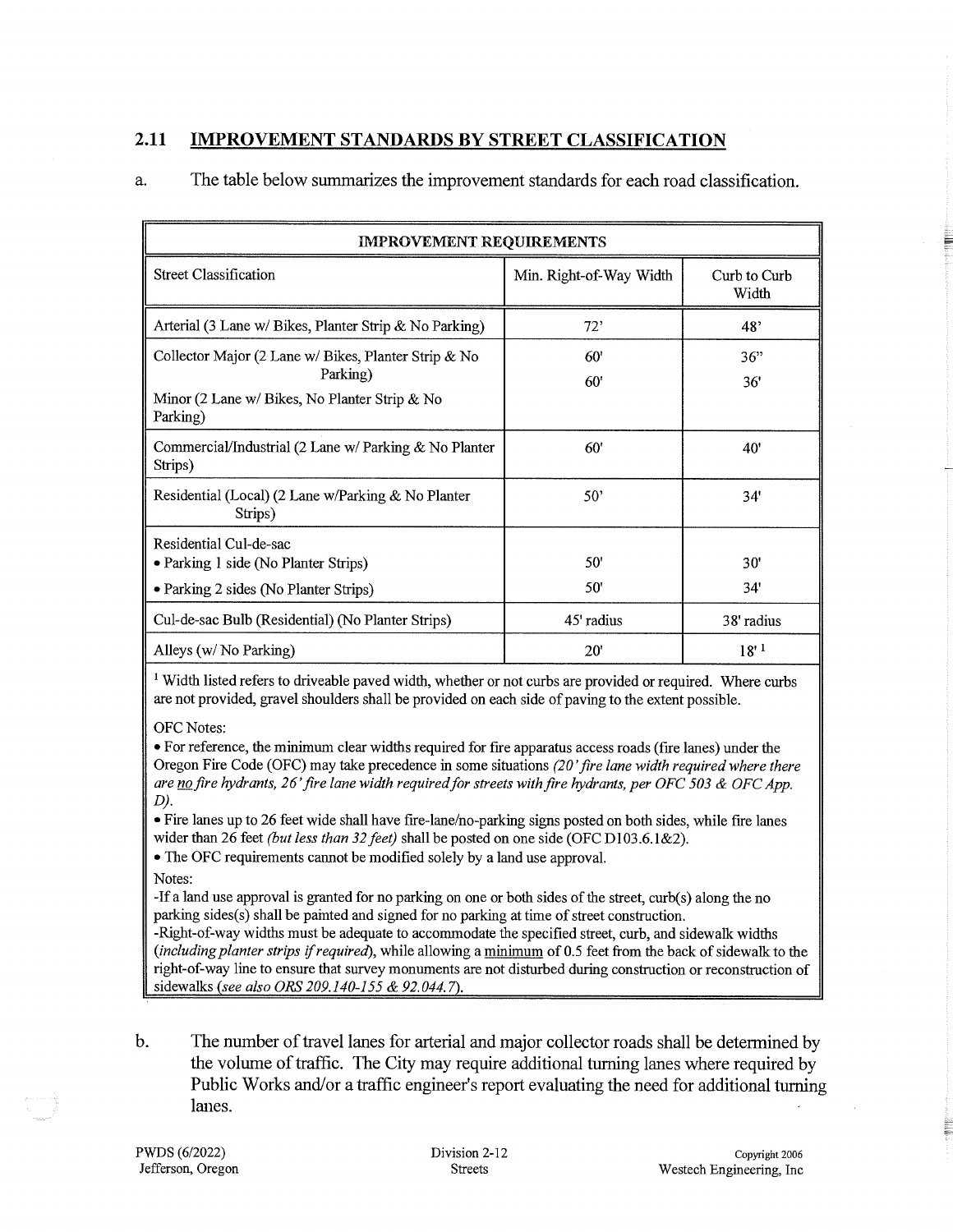## 2.11 IMPROVEMENT STANDARDS BY STREET CLASSIFICATION

a. The table below summarizes the improvement standards for each road classification.

| IMPROVEMENT REQUIREMENTS | | |
|---|---|---|
| Street Classification | Min. Right-of-Way Width | Curb to Curb Width |
| Arterial (3 Lane w/ Bikes, Planter Strip & No Parking) | 72' | 48' |
| Collector Major (2 Lane w/ Bikes, Planter Strip & No Parking)<br>Minor (2 Lane w/ Bikes, No Planter Strip & No Parking) | 60'<br>60' | 36"<br>36' |
| Commercial/Industrial (2 Lane w/ Parking & No Planter Strips) | 60' | 40' |
| Residential (Local) (2 Lane w/Parking & No Planter Strips) | 50' | 34' |
| Residential Cul-de-sac<br>• Parking 1 side (No Planter Strips)<br>• Parking 2 sides (No Planter Strips) | <br>50'<br>50' | <br>30'<br>34' |
| Cul-de-sac Bulb (Residential) (No Planter Strips) | 45' radius | 38' radius |
| Alleys (w/ No Parking) | 20' | 18' [1] |

[1] Width listed refers to driveable paved width, whether or not curbs are provided or required. Where curbs are not provided, gravel shoulders shall be provided on each side of paving to the extent possible.

OFC Notes:

- For reference, the minimum clear widths required for fire apparatus access roads (fire lanes) under the Oregon Fire Code (OFC) may take precedence in some situations *(20' fire lane width required where there are no fire hydrants, 26' fire lane width required for streets with fire hydrants, per OFC 503 & OFC App. D).*
- Fire lanes up to 26 feet wide shall have fire-lane/no-parking signs posted on both sides, while fire lanes wider than 26 feet *(but less than 32 feet)* shall be posted on one side (OFC D103.6.1&2).
- The OFC requirements cannot be modified solely by a land use approval.

Notes:

-If a land use approval is granted for no parking on one or both sides of the street, curb(s) along the no parking sides(s) shall be painted and signed for no parking at time of street construction.

-Right-of-way widths must be adequate to accommodate the specified street, curb, and sidewalk widths *(including planter strips if required)*, while allowing a minimum of 0.5 feet from the back of sidewalk to the right-of-way line to ensure that survey monuments are not disturbed during construction or reconstruction of sidewalks *(see also ORS 209.140-155 & 92.044.7).*

b. The number of travel lanes for arterial and major collector roads shall be determined by the volume of traffic. The City may require additional turning lanes where required by Public Works and/or a traffic engineer's report evaluating the need for additional turning lanes.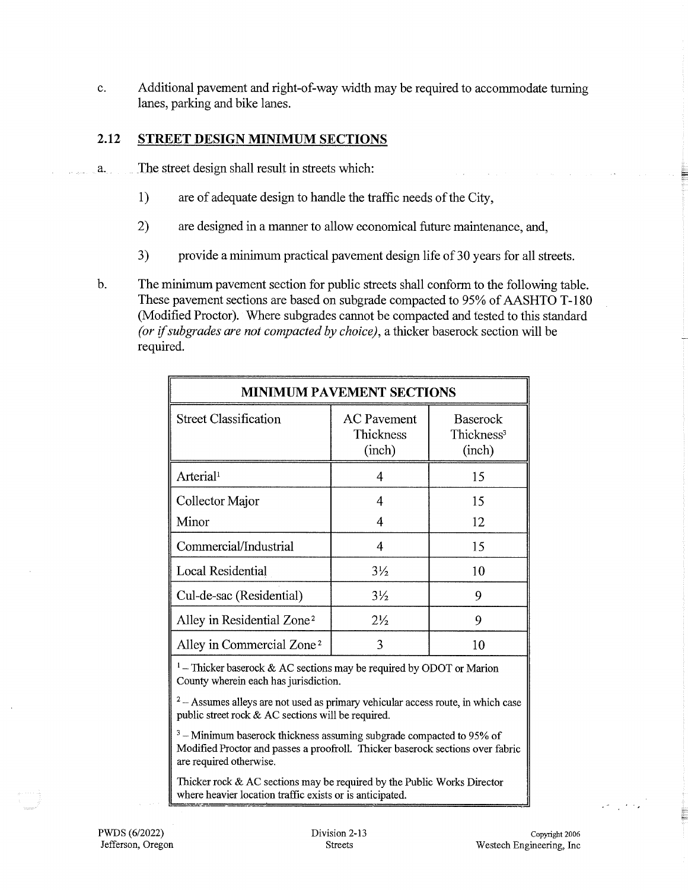c. Additional pavement and right-of-way width may be required to accommodate turning lanes, parking and bike lanes.

## 2.12 STREET DESIGN MINIMUM SECTIONS

a. The street design shall result in streets which:

1) are of adequate design to handle the traffic needs of the City,

2) are designed in a manner to allow economical future maintenance, and,

3) provide a minimum practical pavement design life of 30 years for all streets.

b. The minimum pavement section for public streets shall conform to the following table. These pavement sections are based on subgrade compacted to 95% of AASHTO T-180 (Modified Proctor). Where subgrades cannot be compacted and tested to this standard *(or if subgrades are not compacted by choice)*, a thicker baserock section will be required.

| MINIMUM PAVEMENT SECTIONS | | |
|---|---|---|
| Street Classification | AC Pavement Thickness (inch) | Baserock Thickness[3] (inch) |
| Arterial[1] | 4 | 15 |
| Collector Major | 4 | 15 |
| Minor | 4 | 12 |
| Commercial/Industrial | 4 | 15 |
| Local Residential | 3½ | 10 |
| Cul-de-sac (Residential) | 3½ | 9 |
| Alley in Residential Zone[2] | 2½ | 9 |
| Alley in Commercial Zone[2] | 3 | 10 |

[1] – Thicker baserock & AC sections may be required by ODOT or Marion County wherein each has jurisdiction.

[2] – Assumes alleys are not used as primary vehicular access route, in which case public street rock & AC sections will be required.

[3] – Minimum baserock thickness assuming subgrade compacted to 95% of Modified Proctor and passes a proofroll. Thicker baserock sections over fabric are required otherwise.

Thicker rock & AC sections may be required by the Public Works Director where heavier location traffic exists or is anticipated.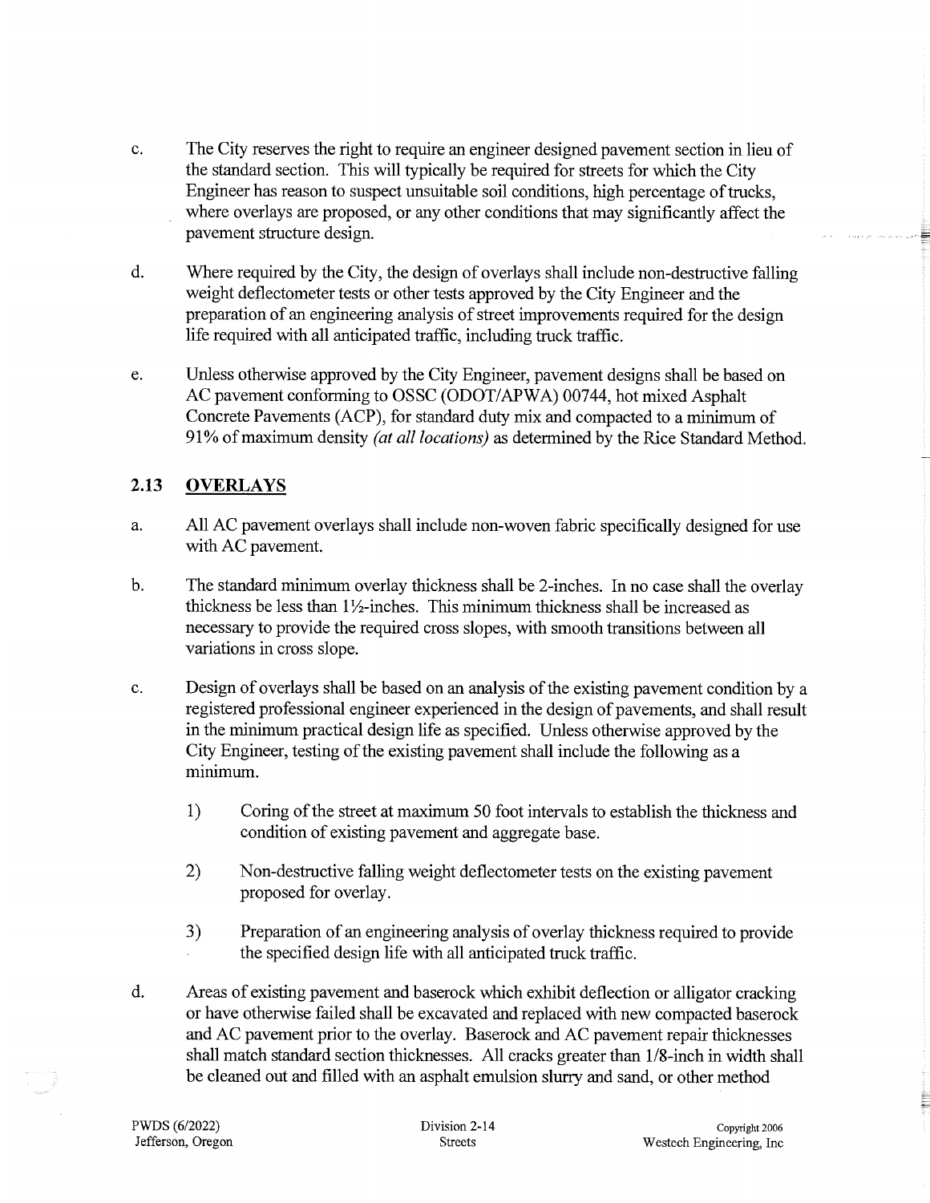c. The City reserves the right to require an engineer designed pavement section in lieu of the standard section. This will typically be required for streets for which the City Engineer has reason to suspect unsuitable soil conditions, high percentage of trucks, where overlays are proposed, or any other conditions that may significantly affect the pavement structure design.

d. Where required by the City, the design of overlays shall include non-destructive falling weight deflectometer tests or other tests approved by the City Engineer and the preparation of an engineering analysis of street improvements required for the design life required with all anticipated traffic, including truck traffic.

e. Unless otherwise approved by the City Engineer, pavement designs shall be based on AC pavement conforming to OSSC (ODOT/APWA) 00744, hot mixed Asphalt Concrete Pavements (ACP), for standard duty mix and compacted to a minimum of 91% of maximum density *(at all locations)* as determined by the Rice Standard Method.

## 2.13 OVERLAYS

a. All AC pavement overlays shall include non-woven fabric specifically designed for use with AC pavement.

b. The standard minimum overlay thickness shall be 2-inches. In no case shall the overlay thickness be less than 1½-inches. This minimum thickness shall be increased as necessary to provide the required cross slopes, with smooth transitions between all variations in cross slope.

c. Design of overlays shall be based on an analysis of the existing pavement condition by a registered professional engineer experienced in the design of pavements, and shall result in the minimum practical design life as specified. Unless otherwise approved by the City Engineer, testing of the existing pavement shall include the following as a minimum.

   1) Coring of the street at maximum 50 foot intervals to establish the thickness and condition of existing pavement and aggregate base.

   2) Non-destructive falling weight deflectometer tests on the existing pavement proposed for overlay.

   3) Preparation of an engineering analysis of overlay thickness required to provide the specified design life with all anticipated truck traffic.

d. Areas of existing pavement and baserock which exhibit deflection or alligator cracking or have otherwise failed shall be excavated and replaced with new compacted baserock and AC pavement prior to the overlay. Baserock and AC pavement repair thicknesses shall match standard section thicknesses. All cracks greater than 1/8-inch in width shall be cleaned out and filled with an asphalt emulsion slurry and sand, or other method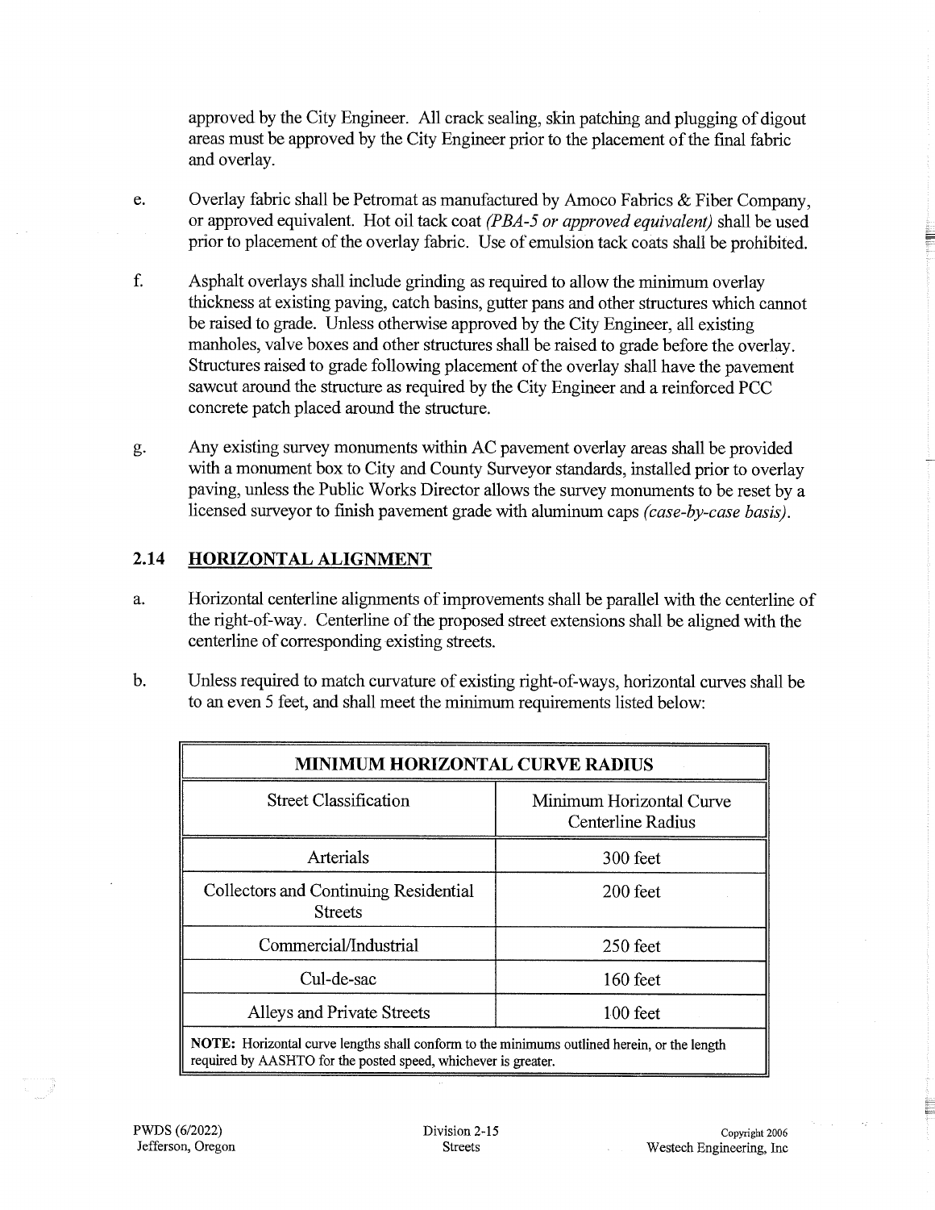approved by the City Engineer. All crack sealing, skin patching and plugging of digout areas must be approved by the City Engineer prior to the placement of the final fabric and overlay.

e. Overlay fabric shall be Petromat as manufactured by Amoco Fabrics & Fiber Company, or approved equivalent. Hot oil tack coat *(PBA-5 or approved equivalent)* shall be used prior to placement of the overlay fabric. Use of emulsion tack coats shall be prohibited.

f. Asphalt overlays shall include grinding as required to allow the minimum overlay thickness at existing paving, catch basins, gutter pans and other structures which cannot be raised to grade. Unless otherwise approved by the City Engineer, all existing manholes, valve boxes and other structures shall be raised to grade before the overlay. Structures raised to grade following placement of the overlay shall have the pavement sawcut around the structure as required by the City Engineer and a reinforced PCC concrete patch placed around the structure.

g. Any existing survey monuments within AC pavement overlay areas shall be provided with a monument box to City and County Surveyor standards, installed prior to overlay paving, unless the Public Works Director allows the survey monuments to be reset by a licensed surveyor to finish pavement grade with aluminum caps *(case-by-case basis)*.

## 2.14 HORIZONTAL ALIGNMENT

a. Horizontal centerline alignments of improvements shall be parallel with the centerline of the right-of-way. Centerline of the proposed street extensions shall be aligned with the centerline of corresponding existing streets.

b. Unless required to match curvature of existing right-of-ways, horizontal curves shall be to an even 5 feet, and shall meet the minimum requirements listed below:

| MINIMUM HORIZONTAL CURVE RADIUS | |
|---|---|
| Street Classification | Minimum Horizontal Curve Centerline Radius |
| Arterials | 300 feet |
| Collectors and Continuing Residential Streets | 200 feet |
| Commercial/Industrial | 250 feet |
| Cul-de-sac | 160 feet |
| Alleys and Private Streets | 100 feet |

**NOTE:** Horizontal curve lengths shall conform to the minimums outlined herein, or the length required by AASHTO for the posted speed, whichever is greater.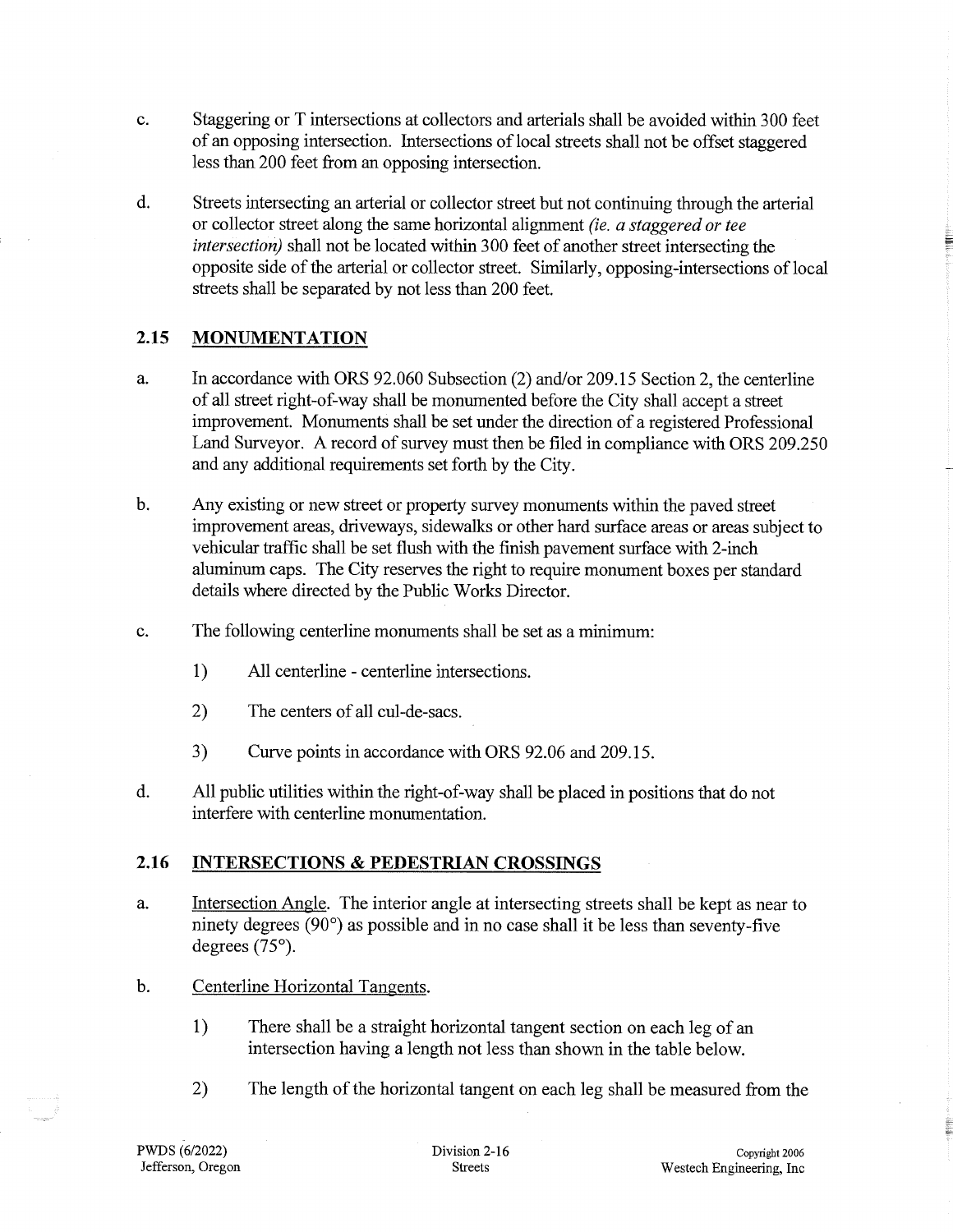c. Staggering or T intersections at collectors and arterials shall be avoided within 300 feet of an opposing intersection. Intersections of local streets shall not be offset staggered less than 200 feet from an opposing intersection.

d. Streets intersecting an arterial or collector street but not continuing through the arterial or collector street along the same horizontal alignment *(ie. a staggered or tee intersection)* shall not be located within 300 feet of another street intersecting the opposite side of the arterial or collector street. Similarly, opposing-intersections of local streets shall be separated by not less than 200 feet.

## 2.15 MONUMENTATION

a. In accordance with ORS 92.060 Subsection (2) and/or 209.15 Section 2, the centerline of all street right-of-way shall be monumented before the City shall accept a street improvement. Monuments shall be set under the direction of a registered Professional Land Surveyor. A record of survey must then be filed in compliance with ORS 209.250 and any additional requirements set forth by the City.

b. Any existing or new street or property survey monuments within the paved street improvement areas, driveways, sidewalks or other hard surface areas or areas subject to vehicular traffic shall be set flush with the finish pavement surface with 2-inch aluminum caps. The City reserves the right to require monument boxes per standard details where directed by the Public Works Director.

c. The following centerline monuments shall be set as a minimum:

   1) All centerline - centerline intersections.

   2) The centers of all cul-de-sacs.

   3) Curve points in accordance with ORS 92.06 and 209.15.

d. All public utilities within the right-of-way shall be placed in positions that do not interfere with centerline monumentation.

## 2.16 INTERSECTIONS & PEDESTRIAN CROSSINGS

a. Intersection Angle. The interior angle at intersecting streets shall be kept as near to ninety degrees (90°) as possible and in no case shall it be less than seventy-five degrees (75°).

b. Centerline Horizontal Tangents.

   1) There shall be a straight horizontal tangent section on each leg of an intersection having a length not less than shown in the table below.

   2) The length of the horizontal tangent on each leg shall be measured from the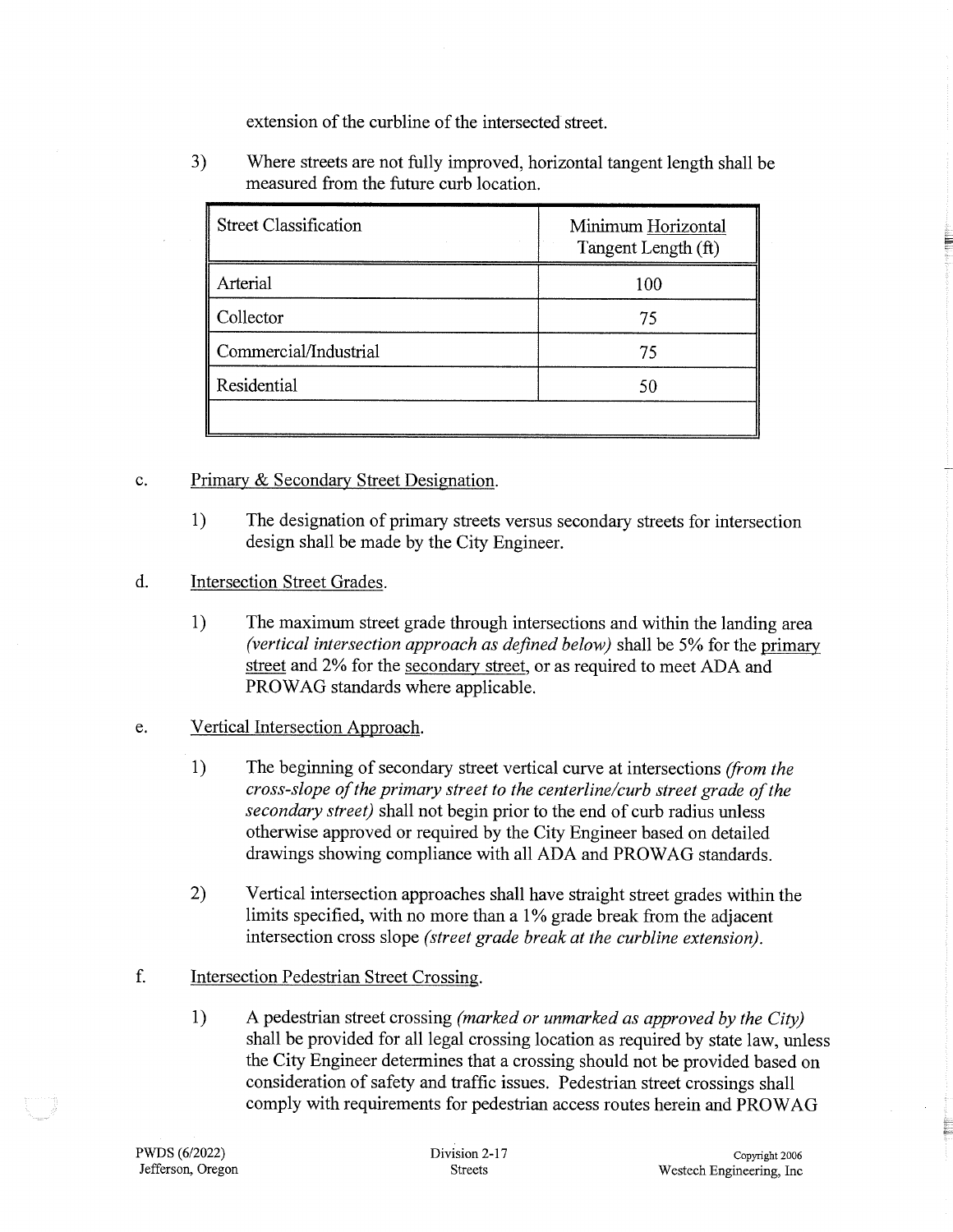extension of the curbline of the intersected street.

3) Where streets are not fully improved, horizontal tangent length shall be measured from the future curb location.

| Street Classification | Minimum <u>Horizontal</u> Tangent Length (ft) |
|---|---|
| Arterial | 100 |
| Collector | 75 |
| Commercial/Industrial | 75 |
| Residential | 50 |
| | |

c. <u>Primary & Secondary Street Designation</u>.

1) The designation of primary streets versus secondary streets for intersection design shall be made by the City Engineer.

d. <u>Intersection Street Grades</u>.

1) The maximum street grade through intersections and within the landing area *(vertical intersection approach as defined below)* shall be 5% for the <u>primary street</u> and 2% for the <u>secondary street</u>, or as required to meet ADA and PROWAG standards where applicable.

e. <u>Vertical Intersection Approach</u>.

1) The beginning of secondary street vertical curve at intersections *(from the cross-slope of the primary street to the centerline/curb street grade of the secondary street)* shall not begin prior to the end of curb radius unless otherwise approved or required by the City Engineer based on detailed drawings showing compliance with all ADA and PROWAG standards.

2) Vertical intersection approaches shall have straight street grades within the limits specified, with no more than a 1% grade break from the adjacent intersection cross slope *(street grade break at the curbline extension)*.

f. <u>Intersection Pedestrian Street Crossing</u>.

1) A pedestrian street crossing *(marked or unmarked as approved by the City)* shall be provided for all legal crossing location as required by state law, unless the City Engineer determines that a crossing should not be provided based on consideration of safety and traffic issues. Pedestrian street crossings shall comply with requirements for pedestrian access routes herein and PROWAG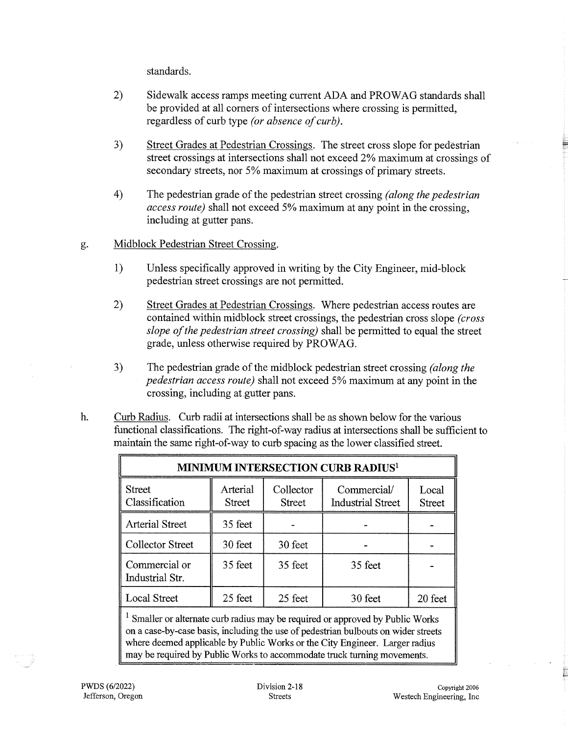standards.

2) Sidewalk access ramps meeting current ADA and PROWAG standards shall be provided at all corners of intersections where crossing is permitted, regardless of curb type *(or absence of curb)*.

3) Street Grades at Pedestrian Crossings. The street cross slope for pedestrian street crossings at intersections shall not exceed 2% maximum at crossings of secondary streets, nor 5% maximum at crossings of primary streets.

4) The pedestrian grade of the pedestrian street crossing *(along the pedestrian access route)* shall not exceed 5% maximum at any point in the crossing, including at gutter pans.

g. Midblock Pedestrian Street Crossing.

1) Unless specifically approved in writing by the City Engineer, mid-block pedestrian street crossings are not permitted.

2) Street Grades at Pedestrian Crossings. Where pedestrian access routes are contained within midblock street crossings, the pedestrian cross slope *(cross slope of the pedestrian street crossing)* shall be permitted to equal the street grade, unless otherwise required by PROWAG.

3) The pedestrian grade of the midblock pedestrian street crossing *(along the pedestrian access route)* shall not exceed 5% maximum at any point in the crossing, including at gutter pans.

h. Curb Radius. Curb radii at intersections shall be as shown below for the various functional classifications. The right-of-way radius at intersections shall be sufficient to maintain the same right-of-way to curb spacing as the lower classified street.

**MINIMUM INTERSECTION CURB RADIUS[1]**

| Street Classification | Arterial Street | Collector Street | Commercial/ Industrial Street | Local Street |
|---|---|---|---|---|
| Arterial Street | 35 feet | - | - | - |
| Collector Street | 30 feet | 30 feet | - | - |
| Commercial or Industrial Str. | 35 feet | 35 feet | 35 feet | - |
| Local Street | 25 feet | 25 feet | 30 feet | 20 feet |

[1] Smaller or alternate curb radius may be required or approved by Public Works on a case-by-case basis, including the use of pedestrian bulbouts on wider streets where deemed applicable by Public Works or the City Engineer. Larger radius may be required by Public Works to accommodate truck turning movements.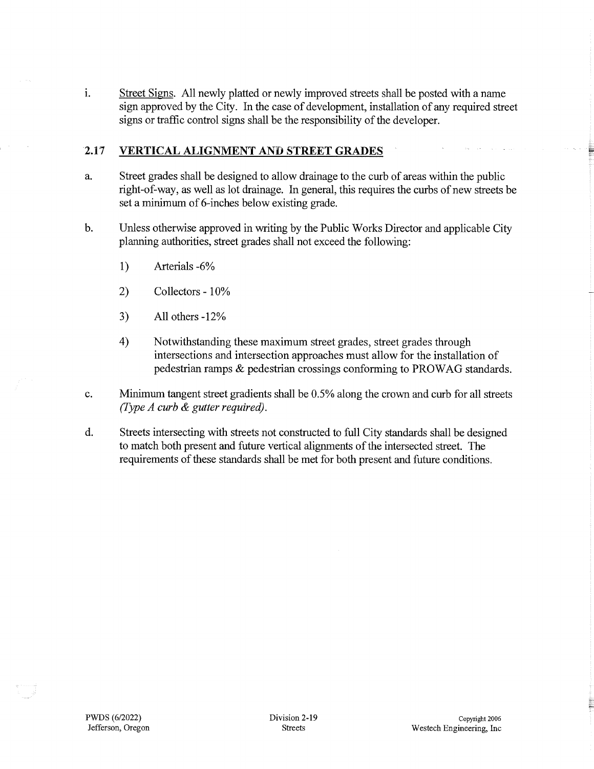i. <u>Street Signs</u>. All newly platted or newly improved streets shall be posted with a name sign approved by the City. In the case of development, installation of any required street signs or traffic control signs shall be the responsibility of the developer.

## 2.17 VERTICAL ALIGNMENT AND STREET GRADES

a. Street grades shall be designed to allow drainage to the curb of areas within the public right-of-way, as well as lot drainage. In general, this requires the curbs of new streets be set a minimum of 6-inches below existing grade.

b. Unless otherwise approved in writing by the Public Works Director and applicable City planning authorities, street grades shall not exceed the following:

   1) Arterials -6%

   2) Collectors - 10%

   3) All others -12%

   4) Notwithstanding these maximum street grades, street grades through intersections and intersection approaches must allow for the installation of pedestrian ramps & pedestrian crossings conforming to PROWAG standards.

c. Minimum tangent street gradients shall be 0.5% along the crown and curb for all streets *(Type A curb & gutter required)*.

d. Streets intersecting with streets not constructed to full City standards shall be designed to match both present and future vertical alignments of the intersected street. The requirements of these standards shall be met for both present and future conditions.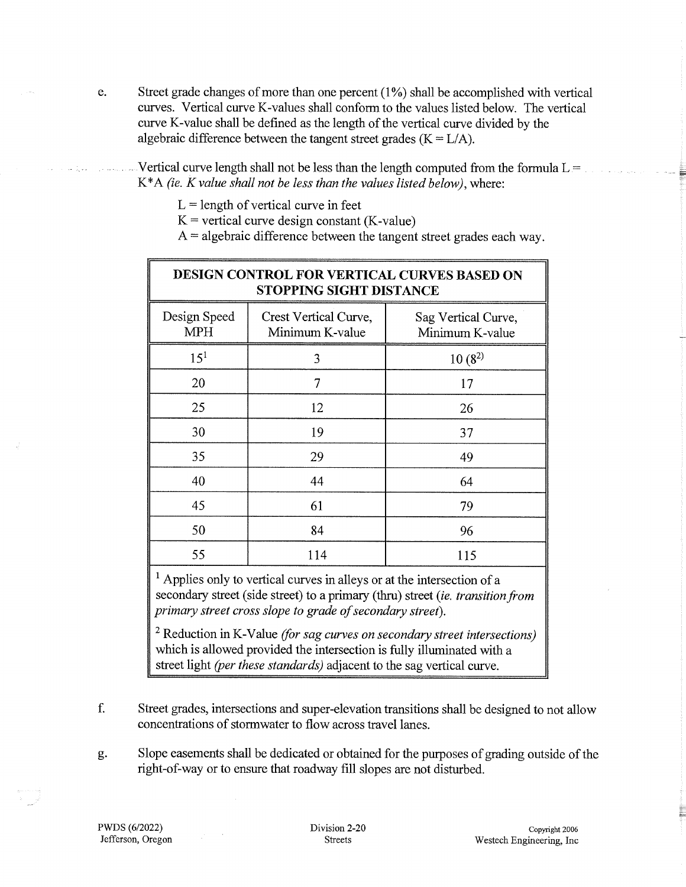e. Street grade changes of more than one percent (1%) shall be accomplished with vertical curves. Vertical curve K-values shall conform to the values listed below. The vertical curve K-value shall be defined as the length of the vertical curve divided by the algebraic difference between the tangent street grades (K = L/A).

Vertical curve length shall not be less than the length computed from the formula L = K*A *(ie. K value shall not be less than the values listed below)*, where:

L = length of vertical curve in feet
K = vertical curve design constant (K-value)
A = algebraic difference between the tangent street grades each way.

**DESIGN CONTROL FOR VERTICAL CURVES BASED ON STOPPING SIGHT DISTANCE**

| Design Speed MPH | Crest Vertical Curve, Minimum K-value | Sag Vertical Curve, Minimum K-value |
|---|---|---|
| 15[1] | 3 | 10 (8[2]) |
| 20 | 7 | 17 |
| 25 | 12 | 26 |
| 30 | 19 | 37 |
| 35 | 29 | 49 |
| 40 | 44 | 64 |
| 45 | 61 | 79 |
| 50 | 84 | 96 |
| 55 | 114 | 115 |

[1] Applies only to vertical curves in alleys or at the intersection of a secondary street (side street) to a primary (thru) street *(ie. transition from primary street cross slope to grade of secondary street)*.

[2] Reduction in K-Value *(for sag curves on secondary street intersections)* which is allowed provided the intersection is fully illuminated with a street light *(per these standards)* adjacent to the sag vertical curve.

f. Street grades, intersections and super-elevation transitions shall be designed to not allow concentrations of stormwater to flow across travel lanes.

g. Slope easements shall be dedicated or obtained for the purposes of grading outside of the right-of-way or to ensure that roadway fill slopes are not disturbed.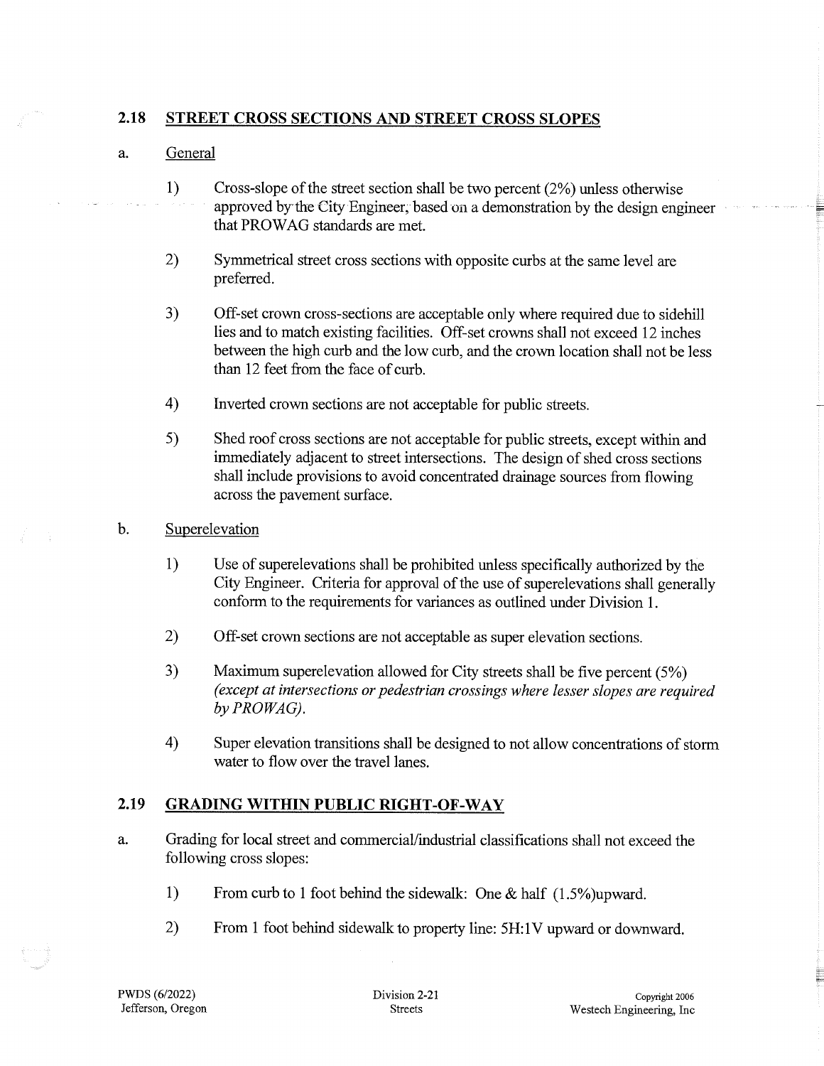## 2.18 STREET CROSS SECTIONS AND STREET CROSS SLOPES

a. General

1) Cross-slope of the street section shall be two percent (2%) unless otherwise approved by the City Engineer, based on a demonstration by the design engineer that PROWAG standards are met.

2) Symmetrical street cross sections with opposite curbs at the same level are preferred.

3) Off-set crown cross-sections are acceptable only where required due to sidehill lies and to match existing facilities. Off-set crowns shall not exceed 12 inches between the high curb and the low curb, and the crown location shall not be less than 12 feet from the face of curb.

4) Inverted crown sections are not acceptable for public streets.

5) Shed roof cross sections are not acceptable for public streets, except within and immediately adjacent to street intersections. The design of shed cross sections shall include provisions to avoid concentrated drainage sources from flowing across the pavement surface.

b. Superelevation

1) Use of superelevations shall be prohibited unless specifically authorized by the City Engineer. Criteria for approval of the use of superelevations shall generally conform to the requirements for variances as outlined under Division 1.

2) Off-set crown sections are not acceptable as super elevation sections.

3) Maximum superelevation allowed for City streets shall be five percent (5%) *(except at intersections or pedestrian crossings where lesser slopes are required by PROWAG).*

4) Super elevation transitions shall be designed to not allow concentrations of storm water to flow over the travel lanes.

## 2.19 GRADING WITHIN PUBLIC RIGHT-OF-WAY

a. Grading for local street and commercial/industrial classifications shall not exceed the following cross slopes:

1) From curb to 1 foot behind the sidewalk: One & half (1.5%)upward.

2) From 1 foot behind sidewalk to property line: 5H:1V upward or downward.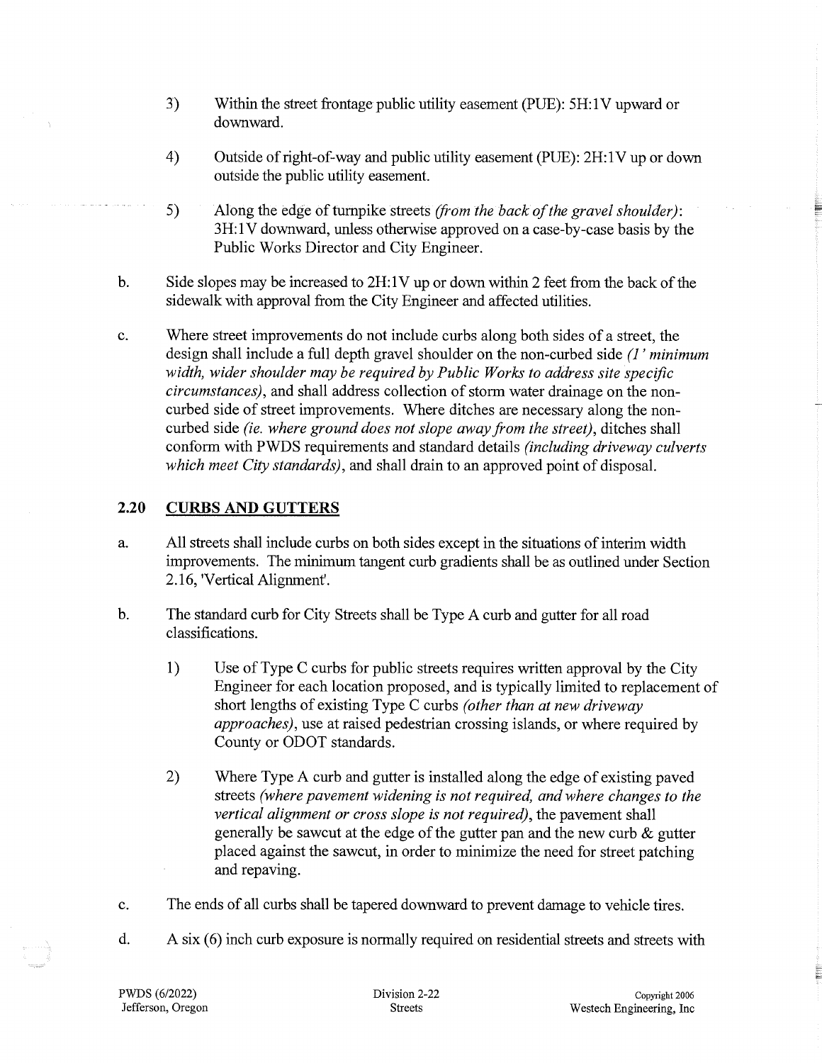3) Within the street frontage public utility easement (PUE): 5H:1V upward or downward.

4) Outside of right-of-way and public utility easement (PUE): 2H:1V up or down outside the public utility easement.

5) Along the edge of turnpike streets *(from the back of the gravel shoulder)*: 3H:1V downward, unless otherwise approved on a case-by-case basis by the Public Works Director and City Engineer.

b. Side slopes may be increased to 2H:1V up or down within 2 feet from the back of the sidewalk with approval from the City Engineer and affected utilities.

c. Where street improvements do not include curbs along both sides of a street, the design shall include a full depth gravel shoulder on the non-curbed side *(1' minimum width, wider shoulder may be required by Public Works to address site specific circumstances)*, and shall address collection of storm water drainage on the non-curbed side of street improvements. Where ditches are necessary along the non-curbed side *(ie. where ground does not slope away from the street)*, ditches shall conform with PWDS requirements and standard details *(including driveway culverts which meet City standards)*, and shall drain to an approved point of disposal.

## 2.20 CURBS AND GUTTERS

a. All streets shall include curbs on both sides except in the situations of interim width improvements. The minimum tangent curb gradients shall be as outlined under Section 2.16, 'Vertical Alignment'.

b. The standard curb for City Streets shall be Type A curb and gutter for all road classifications.

1) Use of Type C curbs for public streets requires written approval by the City Engineer for each location proposed, and is typically limited to replacement of short lengths of existing Type C curbs *(other than at new driveway approaches)*, use at raised pedestrian crossing islands, or where required by County or ODOT standards.

2) Where Type A curb and gutter is installed along the edge of existing paved streets *(where pavement widening is not required, and where changes to the vertical alignment or cross slope is not required)*, the pavement shall generally be sawcut at the edge of the gutter pan and the new curb & gutter placed against the sawcut, in order to minimize the need for street patching and repaving.

c. The ends of all curbs shall be tapered downward to prevent damage to vehicle tires.

d. A six (6) inch curb exposure is normally required on residential streets and streets with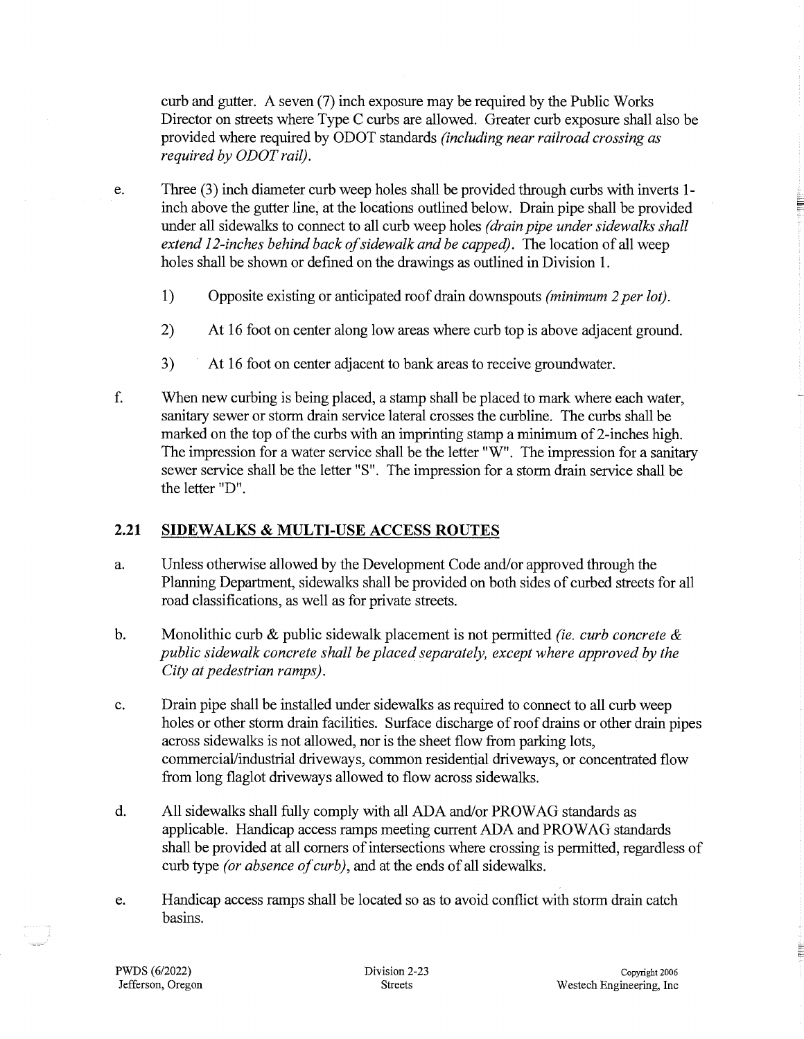curb and gutter. A seven (7) inch exposure may be required by the Public Works Director on streets where Type C curbs are allowed. Greater curb exposure shall also be provided where required by ODOT standards *(including near railroad crossing as required by ODOT rail).*

e. Three (3) inch diameter curb weep holes shall be provided through curbs with inverts 1-inch above the gutter line, at the locations outlined below. Drain pipe shall be provided under all sidewalks to connect to all curb weep holes *(drain pipe under sidewalks shall extend 12-inches behind back of sidewalk and be capped).* The location of all weep holes shall be shown or defined on the drawings as outlined in Division 1.

   1) Opposite existing or anticipated roof drain downspouts *(minimum 2 per lot).*

   2) At 16 foot on center along low areas where curb top is above adjacent ground.

   3) At 16 foot on center adjacent to bank areas to receive groundwater.

f. When new curbing is being placed, a stamp shall be placed to mark where each water, sanitary sewer or storm drain service lateral crosses the curbline. The curbs shall be marked on the top of the curbs with an imprinting stamp a minimum of 2-inches high. The impression for a water service shall be the letter "W". The impression for a sanitary sewer service shall be the letter "S". The impression for a storm drain service shall be the letter "D".

## 2.21 SIDEWALKS & MULTI-USE ACCESS ROUTES

a. Unless otherwise allowed by the Development Code and/or approved through the Planning Department, sidewalks shall be provided on both sides of curbed streets for all road classifications, as well as for private streets.

b. Monolithic curb & public sidewalk placement is not permitted *(ie. curb concrete & public sidewalk concrete shall be placed separately, except where approved by the City at pedestrian ramps).*

c. Drain pipe shall be installed under sidewalks as required to connect to all curb weep holes or other storm drain facilities. Surface discharge of roof drains or other drain pipes across sidewalks is not allowed, nor is the sheet flow from parking lots, commercial/industrial driveways, common residential driveways, or concentrated flow from long flaglot driveways allowed to flow across sidewalks.

d. All sidewalks shall fully comply with all ADA and/or PROWAG standards as applicable. Handicap access ramps meeting current ADA and PROWAG standards shall be provided at all corners of intersections where crossing is permitted, regardless of curb type *(or absence of curb),* and at the ends of all sidewalks.

e. Handicap access ramps shall be located so as to avoid conflict with storm drain catch basins.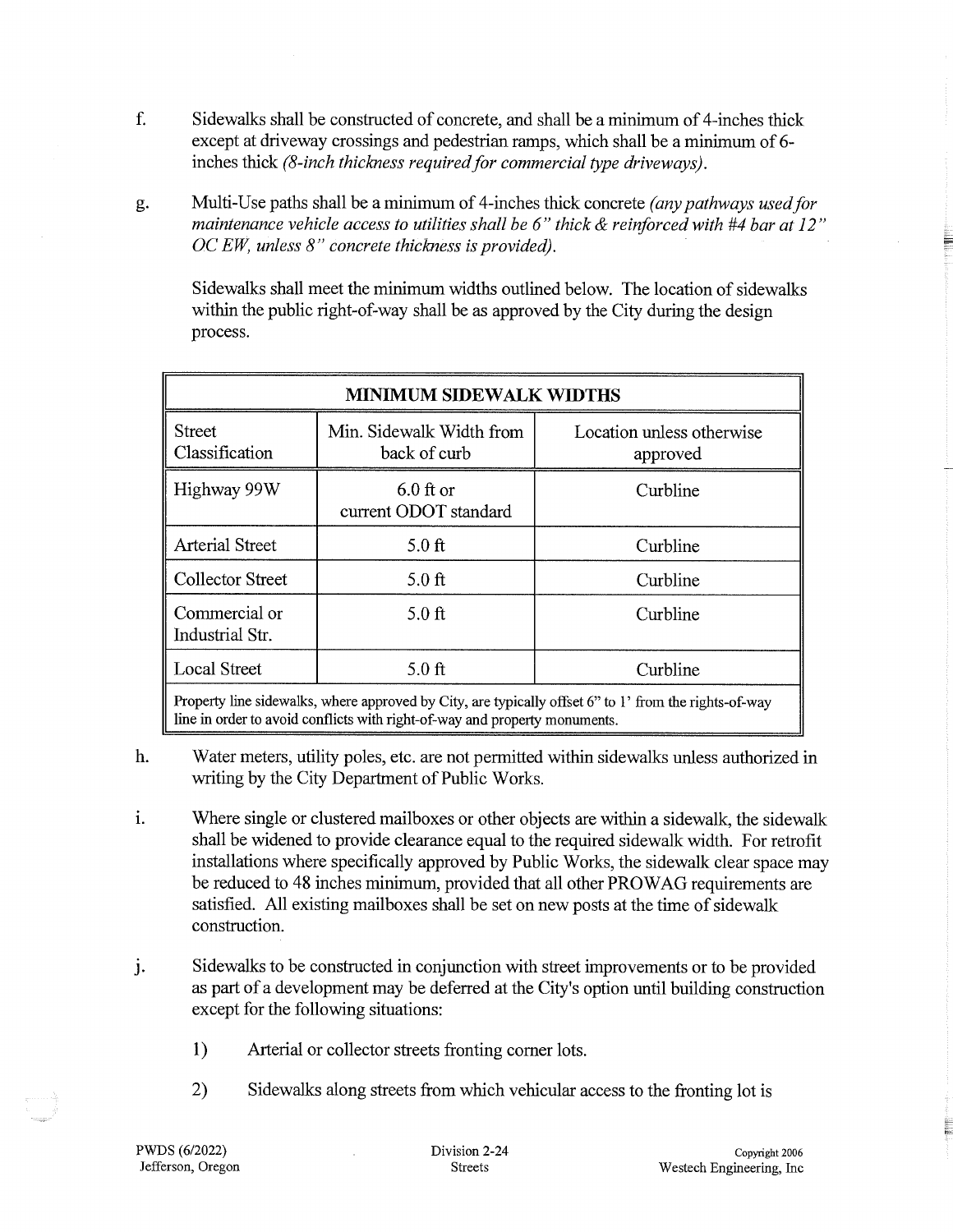f. Sidewalks shall be constructed of concrete, and shall be a minimum of 4-inches thick except at driveway crossings and pedestrian ramps, which shall be a minimum of 6-inches thick *(8-inch thickness required for commercial type driveways).*

g. Multi-Use paths shall be a minimum of 4-inches thick concrete *(any pathways used for maintenance vehicle access to utilities shall be 6" thick & reinforced with #4 bar at 12" OC EW, unless 8" concrete thickness is provided).*

Sidewalks shall meet the minimum widths outlined below. The location of sidewalks within the public right-of-way shall be as approved by the City during the design process.

| MINIMUM SIDEWALK WIDTHS | | |
|---|---|---|
| Street Classification | Min. Sidewalk Width from back of curb | Location unless otherwise approved |
| Highway 99W | 6.0 ft or current ODOT standard | Curbline |
| Arterial Street | 5.0 ft | Curbline |
| Collector Street | 5.0 ft | Curbline |
| Commercial or Industrial Str. | 5.0 ft | Curbline |
| Local Street | 5.0 ft | Curbline |
| Property line sidewalks, where approved by City, are typically offset 6" to 1' from the rights-of-way line in order to avoid conflicts with right-of-way and property monuments. | | |

h. Water meters, utility poles, etc. are not permitted within sidewalks unless authorized in writing by the City Department of Public Works.

i. Where single or clustered mailboxes or other objects are within a sidewalk, the sidewalk shall be widened to provide clearance equal to the required sidewalk width. For retrofit installations where specifically approved by Public Works, the sidewalk clear space may be reduced to 48 inches minimum, provided that all other PROWAG requirements are satisfied. All existing mailboxes shall be set on new posts at the time of sidewalk construction.

j. Sidewalks to be constructed in conjunction with street improvements or to be provided as part of a development may be deferred at the City's option until building construction except for the following situations:

   1) Arterial or collector streets fronting corner lots.

   2) Sidewalks along streets from which vehicular access to the fronting lot is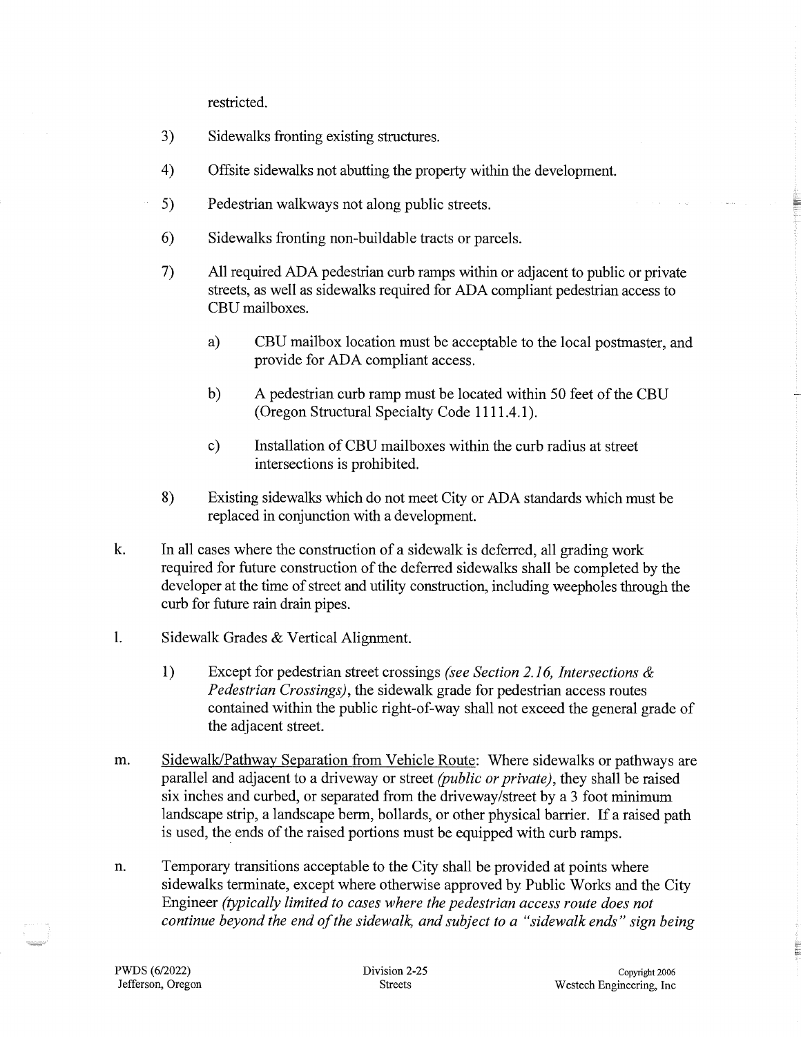restricted.

3) Sidewalks fronting existing structures.

4) Offsite sidewalks not abutting the property within the development.

5) Pedestrian walkways not along public streets.

6) Sidewalks fronting non-buildable tracts or parcels.

7) All required ADA pedestrian curb ramps within or adjacent to public or private streets, as well as sidewalks required for ADA compliant pedestrian access to CBU mailboxes.

   a) CBU mailbox location must be acceptable to the local postmaster, and provide for ADA compliant access.

   b) A pedestrian curb ramp must be located within 50 feet of the CBU (Oregon Structural Specialty Code 1111.4.1).

   c) Installation of CBU mailboxes within the curb radius at street intersections is prohibited.

8) Existing sidewalks which do not meet City or ADA standards which must be replaced in conjunction with a development.

k. In all cases where the construction of a sidewalk is deferred, all grading work required for future construction of the deferred sidewalks shall be completed by the developer at the time of street and utility construction, including weepholes through the curb for future rain drain pipes.

l. Sidewalk Grades & Vertical Alignment.

   1) Except for pedestrian street crossings *(see Section 2.16, Intersections & Pedestrian Crossings)*, the sidewalk grade for pedestrian access routes contained within the public right-of-way shall not exceed the general grade of the adjacent street.

m. Sidewalk/Pathway Separation from Vehicle Route: Where sidewalks or pathways are parallel and adjacent to a driveway or street *(public or private)*, they shall be raised six inches and curbed, or separated from the driveway/street by a 3 foot minimum landscape strip, a landscape berm, bollards, or other physical barrier. If a raised path is used, the ends of the raised portions must be equipped with curb ramps.

n. Temporary transitions acceptable to the City shall be provided at points where sidewalks terminate, except where otherwise approved by Public Works and the City Engineer *(typically limited to cases where the pedestrian access route does not continue beyond the end of the sidewalk, and subject to a "sidewalk ends" sign being*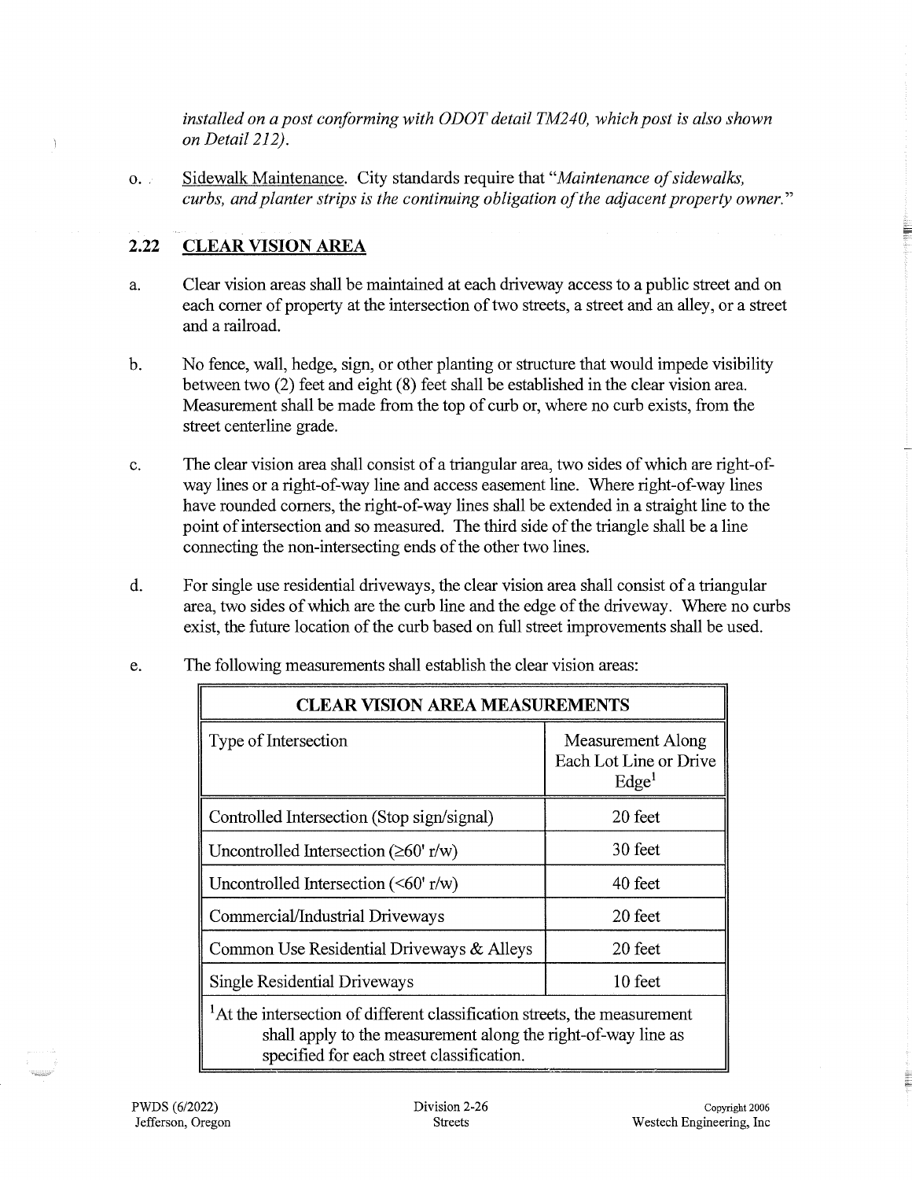*installed on a post conforming with ODOT detail TM240, which post is also shown on Detail 212).*

o. Sidewalk Maintenance. City standards require that "*Maintenance of sidewalks, curbs, and planter strips is the continuing obligation of the adjacent property owner.*"

## 2.22 CLEAR VISION AREA

a. Clear vision areas shall be maintained at each driveway access to a public street and on each corner of property at the intersection of two streets, a street and an alley, or a street and a railroad.

b. No fence, wall, hedge, sign, or other planting or structure that would impede visibility between two (2) feet and eight (8) feet shall be established in the clear vision area. Measurement shall be made from the top of curb or, where no curb exists, from the street centerline grade.

c. The clear vision area shall consist of a triangular area, two sides of which are right-of-way lines or a right-of-way line and access easement line. Where right-of-way lines have rounded corners, the right-of-way lines shall be extended in a straight line to the point of intersection and so measured. The third side of the triangle shall be a line connecting the non-intersecting ends of the other two lines.

d. For single use residential driveways, the clear vision area shall consist of a triangular area, two sides of which are the curb line and the edge of the driveway. Where no curbs exist, the future location of the curb based on full street improvements shall be used.

e. The following measurements shall establish the clear vision areas:

| CLEAR VISION AREA MEASUREMENTS | |
|---|---|
| Type of Intersection | Measurement Along Each Lot Line or Drive Edge[1] |
| Controlled Intersection (Stop sign/signal) | 20 feet |
| Uncontrolled Intersection (≥60' r/w) | 30 feet |
| Uncontrolled Intersection (<60' r/w) | 40 feet |
| Commercial/Industrial Driveways | 20 feet |
| Common Use Residential Driveways & Alleys | 20 feet |
| Single Residential Driveways | 10 feet |

[1]At the intersection of different classification streets, the measurement shall apply to the measurement along the right-of-way line as specified for each street classification.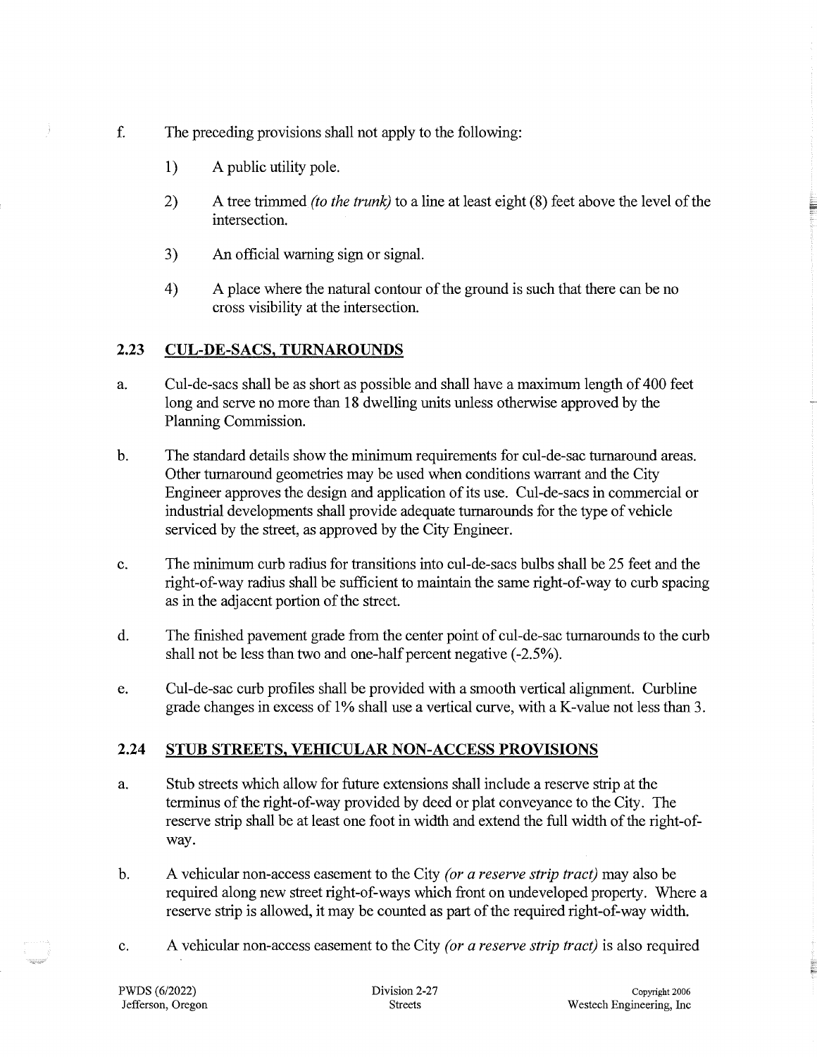f. The preceding provisions shall not apply to the following:

   1) A public utility pole.

   2) A tree trimmed *(to the trunk)* to a line at least eight (8) feet above the level of the intersection.

   3) An official warning sign or signal.

   4) A place where the natural contour of the ground is such that there can be no cross visibility at the intersection.

## 2.23 CUL-DE-SACS, TURNAROUNDS

a. Cul-de-sacs shall be as short as possible and shall have a maximum length of 400 feet long and serve no more than 18 dwelling units unless otherwise approved by the Planning Commission.

b. The standard details show the minimum requirements for cul-de-sac turnaround areas. Other turnaround geometries may be used when conditions warrant and the City Engineer approves the design and application of its use. Cul-de-sacs in commercial or industrial developments shall provide adequate turnarounds for the type of vehicle serviced by the street, as approved by the City Engineer.

c. The minimum curb radius for transitions into cul-de-sacs bulbs shall be 25 feet and the right-of-way radius shall be sufficient to maintain the same right-of-way to curb spacing as in the adjacent portion of the street.

d. The finished pavement grade from the center point of cul-de-sac turnarounds to the curb shall not be less than two and one-half percent negative (-2.5%).

e. Cul-de-sac curb profiles shall be provided with a smooth vertical alignment. Curbline grade changes in excess of 1% shall use a vertical curve, with a K-value not less than 3.

## 2.24 STUB STREETS, VEHICULAR NON-ACCESS PROVISIONS

a. Stub streets which allow for future extensions shall include a reserve strip at the terminus of the right-of-way provided by deed or plat conveyance to the City. The reserve strip shall be at least one foot in width and extend the full width of the right-of-way.

b. A vehicular non-access easement to the City *(or a reserve strip tract)* may also be required along new street right-of-ways which front on undeveloped property. Where a reserve strip is allowed, it may be counted as part of the required right-of-way width.

c. A vehicular non-access easement to the City *(or a reserve strip tract)* is also required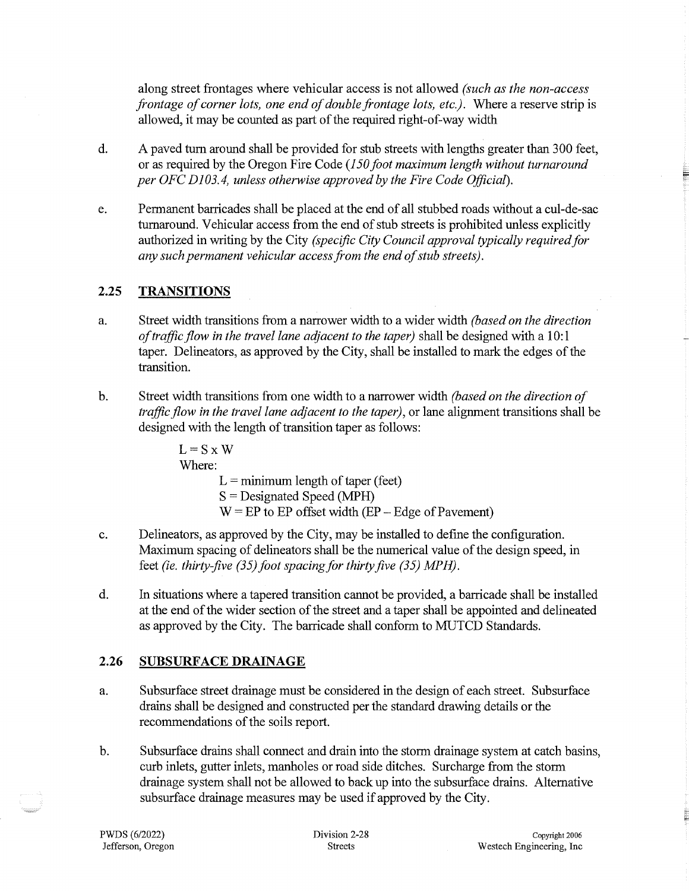along street frontages where vehicular access is not allowed *(such as the non-access frontage of corner lots, one end of double frontage lots, etc.)*. Where a reserve strip is allowed, it may be counted as part of the required right-of-way width

d. A paved turn around shall be provided for stub streets with lengths greater than 300 feet, or as required by the Oregon Fire Code *(150 foot maximum length without turnaround per OFC D103.4, unless otherwise approved by the Fire Code Official)*.

e. Permanent barricades shall be placed at the end of all stubbed roads without a cul-de-sac turnaround. Vehicular access from the end of stub streets is prohibited unless explicitly authorized in writing by the City *(specific City Council approval typically required for any such permanent vehicular access from the end of stub streets)*.

## 2.25 TRANSITIONS

a. Street width transitions from a narrower width to a wider width *(based on the direction of traffic flow in the travel lane adjacent to the taper)* shall be designed with a 10:1 taper. Delineators, as approved by the City, shall be installed to mark the edges of the transition.

b. Street width transitions from one width to a narrower width *(based on the direction of traffic flow in the travel lane adjacent to the taper)*, or lane alignment transitions shall be designed with the length of transition taper as follows:

$$L = S \times W$$

Where:

$L$ = minimum length of taper (feet)
$S$ = Designated Speed (MPH)
$W$ = EP to EP offset width (EP – Edge of Pavement)

c. Delineators, as approved by the City, may be installed to define the configuration. Maximum spacing of delineators shall be the numerical value of the design speed, in feet *(ie. thirty-five (35) foot spacing for thirty five (35) MPH)*.

d. In situations where a tapered transition cannot be provided, a barricade shall be installed at the end of the wider section of the street and a taper shall be appointed and delineated as approved by the City. The barricade shall conform to MUTCD Standards.

## 2.26 SUBSURFACE DRAINAGE

a. Subsurface street drainage must be considered in the design of each street. Subsurface drains shall be designed and constructed per the standard drawing details or the recommendations of the soils report.

b. Subsurface drains shall connect and drain into the storm drainage system at catch basins, curb inlets, gutter inlets, manholes or road side ditches. Surcharge from the storm drainage system shall not be allowed to back up into the subsurface drains. Alternative subsurface drainage measures may be used if approved by the City.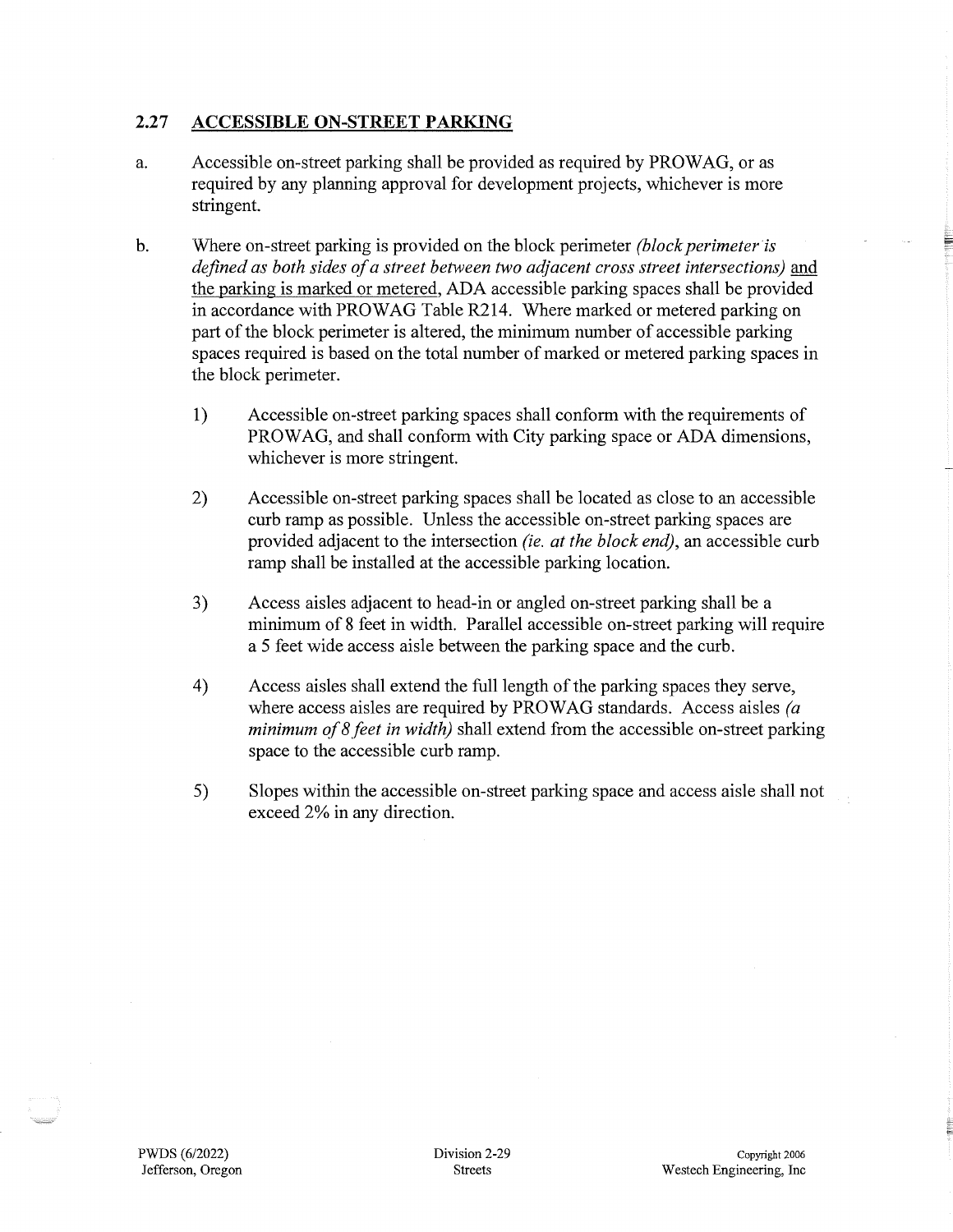## 2.27 ACCESSIBLE ON-STREET PARKING

a. Accessible on-street parking shall be provided as required by PROWAG, or as required by any planning approval for development projects, whichever is more stringent.

b. Where on-street parking is provided on the block perimeter *(block perimeter is defined as both sides of a street between two adjacent cross street intersections)* <u>and the parking is marked or metered</u>, ADA accessible parking spaces shall be provided in accordance with PROWAG Table R214. Where marked or metered parking on part of the block perimeter is altered, the minimum number of accessible parking spaces required is based on the total number of marked or metered parking spaces in the block perimeter.

   1) Accessible on-street parking spaces shall conform with the requirements of PROWAG, and shall conform with City parking space or ADA dimensions, whichever is more stringent.

   2) Accessible on-street parking spaces shall be located as close to an accessible curb ramp as possible. Unless the accessible on-street parking spaces are provided adjacent to the intersection *(ie. at the block end)*, an accessible curb ramp shall be installed at the accessible parking location.

   3) Access aisles adjacent to head-in or angled on-street parking shall be a minimum of 8 feet in width. Parallel accessible on-street parking will require a 5 feet wide access aisle between the parking space and the curb.

   4) Access aisles shall extend the full length of the parking spaces they serve, where access aisles are required by PROWAG standards. Access aisles *(a minimum of 8 feet in width)* shall extend from the accessible on-street parking space to the accessible curb ramp.

   5) Slopes within the accessible on-street parking space and access aisle shall not exceed 2% in any direction.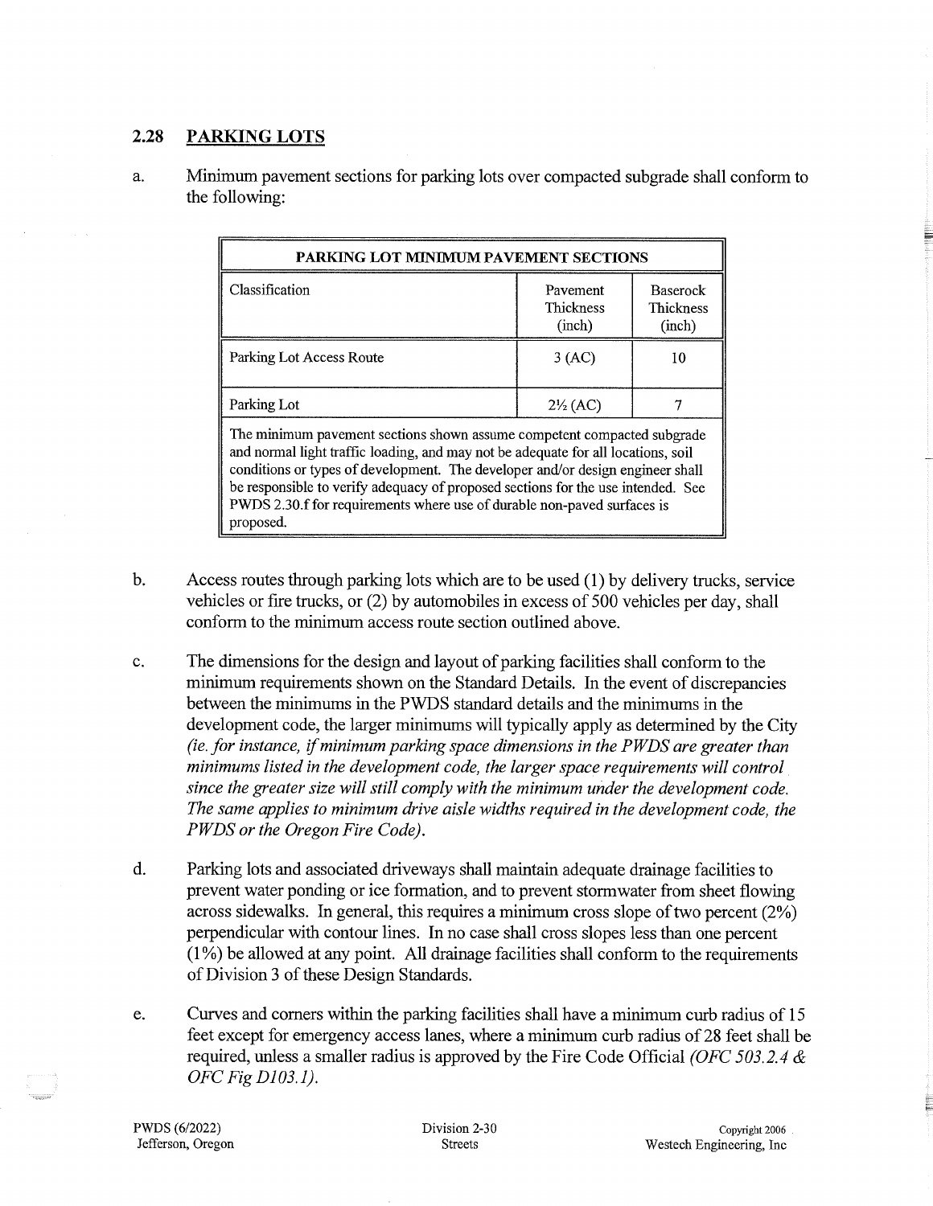## 2.28 PARKING LOTS

a. Minimum pavement sections for parking lots over compacted subgrade shall conform to the following:

| PARKING LOT MINIMUM PAVEMENT SECTIONS | | |
|---|---|---|
| Classification | Pavement Thickness (inch) | Baserock Thickness (inch) |
| Parking Lot Access Route | 3 (AC) | 10 |
| Parking Lot | 2½ (AC) | 7 |
| The minimum pavement sections shown assume competent compacted subgrade and normal light traffic loading, and may not be adequate for all locations, soil conditions or types of development. The developer and/or design engineer shall be responsible to verify adequacy of proposed sections for the use intended. See PWDS 2.30.f for requirements where use of durable non-paved surfaces is proposed. | | |

b. Access routes through parking lots which are to be used (1) by delivery trucks, service vehicles or fire trucks, or (2) by automobiles in excess of 500 vehicles per day, shall conform to the minimum access route section outlined above.

c. The dimensions for the design and layout of parking facilities shall conform to the minimum requirements shown on the Standard Details. In the event of discrepancies between the minimums in the PWDS standard details and the minimums in the development code, the larger minimums will typically apply as determined by the City *(ie. for instance, if minimum parking space dimensions in the PWDS are greater than minimums listed in the development code, the larger space requirements will control since the greater size will still comply with the minimum under the development code. The same applies to minimum drive aisle widths required in the development code, the PWDS or the Oregon Fire Code).*

d. Parking lots and associated driveways shall maintain adequate drainage facilities to prevent water ponding or ice formation, and to prevent stormwater from sheet flowing across sidewalks. In general, this requires a minimum cross slope of two percent (2%) perpendicular with contour lines. In no case shall cross slopes less than one percent (1%) be allowed at any point. All drainage facilities shall conform to the requirements of Division 3 of these Design Standards.

e. Curves and corners within the parking facilities shall have a minimum curb radius of 15 feet except for emergency access lanes, where a minimum curb radius of 28 feet shall be required, unless a smaller radius is approved by the Fire Code Official *(OFC 503.2.4 & OFC Fig D103.1).*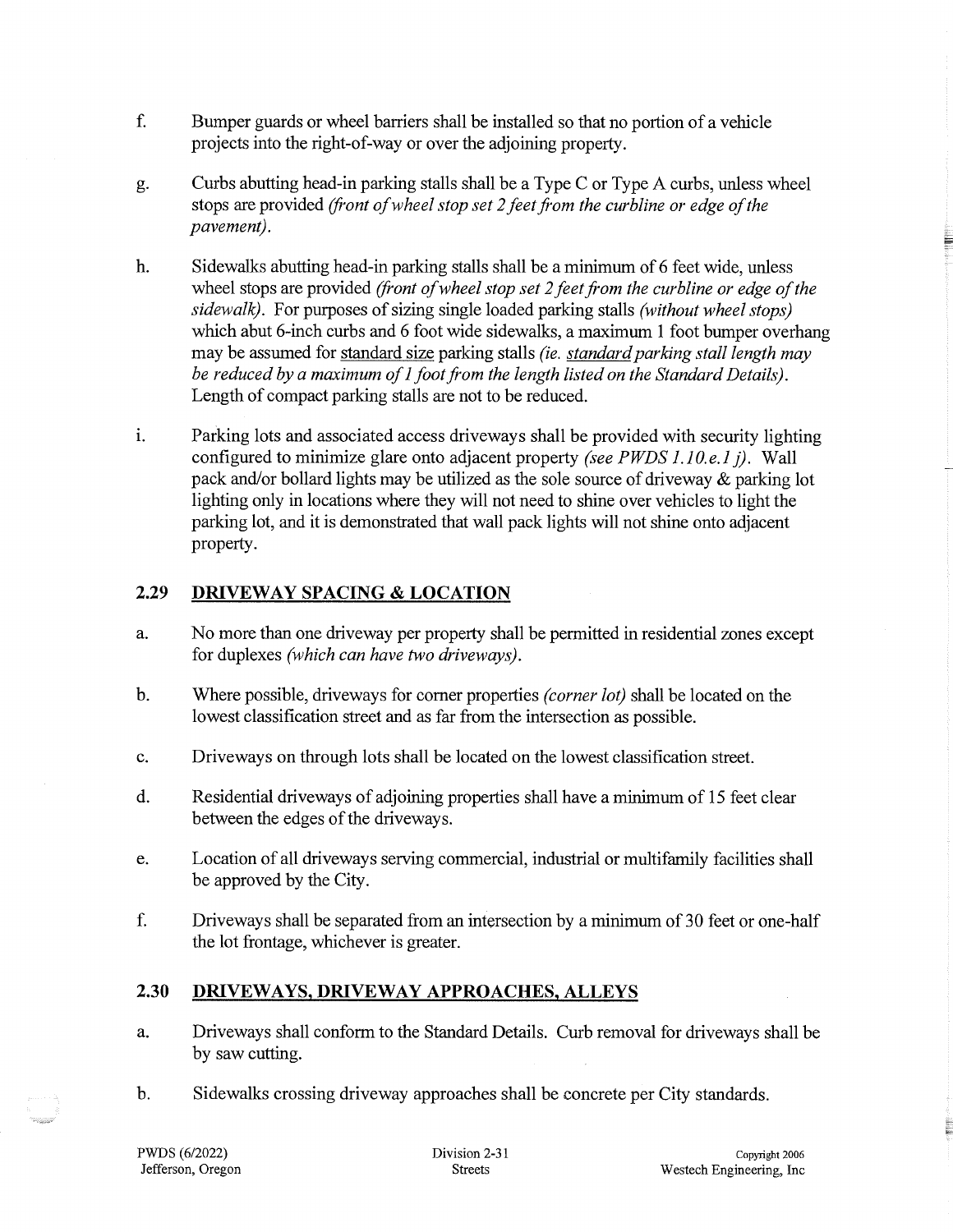f. Bumper guards or wheel barriers shall be installed so that no portion of a vehicle projects into the right-of-way or over the adjoining property.

g. Curbs abutting head-in parking stalls shall be a Type C or Type A curbs, unless wheel stops are provided *(front of wheel stop set 2 feet from the curbline or edge of the pavement)*.

h. Sidewalks abutting head-in parking stalls shall be a minimum of 6 feet wide, unless wheel stops are provided *(front of wheel stop set 2 feet from the curbline or edge of the sidewalk)*. For purposes of sizing single loaded parking stalls *(without wheel stops)* which abut 6-inch curbs and 6 foot wide sidewalks, a maximum 1 foot bumper overhang may be assumed for <u>standard size</u> parking stalls *(ie. <u>standard</u> parking stall length may be reduced by a maximum of 1 foot from the length listed on the Standard Details)*. Length of compact parking stalls are not to be reduced.

i. Parking lots and associated access driveways shall be provided with security lighting configured to minimize glare onto adjacent property *(see PWDS 1.10.e.1 j)*. Wall pack and/or bollard lights may be utilized as the sole source of driveway & parking lot lighting only in locations where they will not need to shine over vehicles to light the parking lot, and it is demonstrated that wall pack lights will not shine onto adjacent property.

## 2.29 DRIVEWAY SPACING & LOCATION

a. No more than one driveway per property shall be permitted in residential zones except for duplexes *(which can have two driveways)*.

b. Where possible, driveways for corner properties *(corner lot)* shall be located on the lowest classification street and as far from the intersection as possible.

c. Driveways on through lots shall be located on the lowest classification street.

d. Residential driveways of adjoining properties shall have a minimum of 15 feet clear between the edges of the driveways.

e. Location of all driveways serving commercial, industrial or multifamily facilities shall be approved by the City.

f. Driveways shall be separated from an intersection by a minimum of 30 feet or one-half the lot frontage, whichever is greater.

## 2.30 DRIVEWAYS, DRIVEWAY APPROACHES, ALLEYS

a. Driveways shall conform to the Standard Details. Curb removal for driveways shall be by saw cutting.

b. Sidewalks crossing driveway approaches shall be concrete per City standards.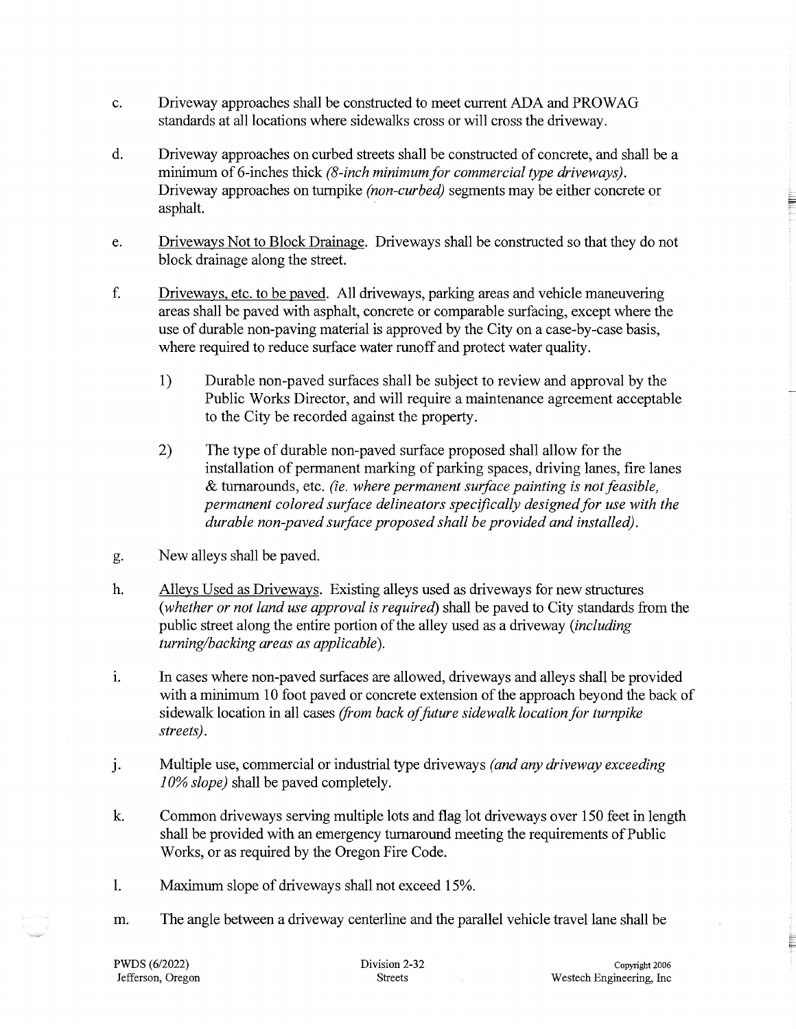c. Driveway approaches shall be constructed to meet current ADA and PROWAG standards at all locations where sidewalks cross or will cross the driveway.

d. Driveway approaches on curbed streets shall be constructed of concrete, and shall be a minimum of 6-inches thick *(8-inch minimum for commercial type driveways)*. Driveway approaches on turnpike *(non-curbed)* segments may be either concrete or asphalt.

e. Driveways Not to Block Drainage. Driveways shall be constructed so that they do not block drainage along the street.

f. Driveways, etc. to be paved. All driveways, parking areas and vehicle maneuvering areas shall be paved with asphalt, concrete or comparable surfacing, except where the use of durable non-paving material is approved by the City on a case-by-case basis, where required to reduce surface water runoff and protect water quality.

   1) Durable non-paved surfaces shall be subject to review and approval by the Public Works Director, and will require a maintenance agreement acceptable to the City be recorded against the property.

   2) The type of durable non-paved surface proposed shall allow for the installation of permanent marking of parking spaces, driving lanes, fire lanes & turnarounds, etc. *(ie. where permanent surface painting is not feasible, permanent colored surface delineators specifically designed for use with the durable non-paved surface proposed shall be provided and installed)*.

g. New alleys shall be paved.

h. Alleys Used as Driveways. Existing alleys used as driveways for new structures (*whether or not land use approval is required*) shall be paved to City standards from the public street along the entire portion of the alley used as a driveway (*including turning/backing areas as applicable*).

i. In cases where non-paved surfaces are allowed, driveways and alleys shall be provided with a minimum 10 foot paved or concrete extension of the approach beyond the back of sidewalk location in all cases *(from back of future sidewalk location for turnpike streets)*.

j. Multiple use, commercial or industrial type driveways *(and any driveway exceeding 10% slope)* shall be paved completely.

k. Common driveways serving multiple lots and flag lot driveways over 150 feet in length shall be provided with an emergency turnaround meeting the requirements of Public Works, or as required by the Oregon Fire Code.

l. Maximum slope of driveways shall not exceed 15%.

m. The angle between a driveway centerline and the parallel vehicle travel lane shall be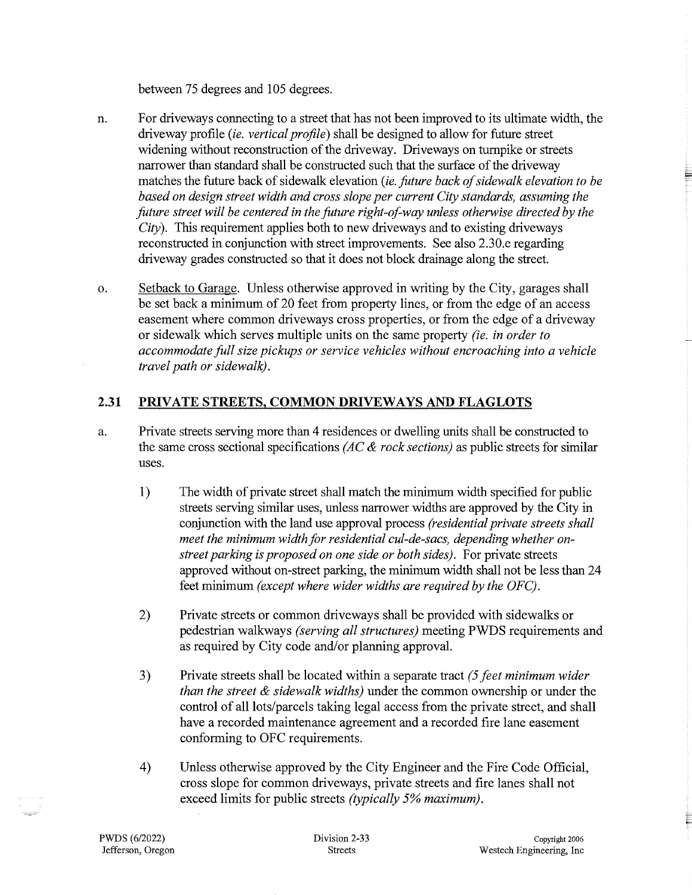between 75 degrees and 105 degrees.

n. For driveways connecting to a street that has not been improved to its ultimate width, the driveway profile *(ie. vertical profile)* shall be designed to allow for future street widening without reconstruction of the driveway. Driveways on turnpike or streets narrower than standard shall be constructed such that the surface of the driveway matches the future back of sidewalk elevation *(ie. future back of sidewalk elevation to be based on design street width and cross slope per current City standards, assuming the future street will be centered in the future right-of-way unless otherwise directed by the City)*. This requirement applies both to new driveways and to existing driveways reconstructed in conjunction with street improvements. See also 2.30.e regarding driveway grades constructed so that it does not block drainage along the street.

o. Setback to Garage. Unless otherwise approved in writing by the City, garages shall be set back a minimum of 20 feet from property lines, or from the edge of an access easement where common driveways cross properties, or from the edge of a driveway or sidewalk which serves multiple units on the same property *(ie. in order to accommodate full size pickups or service vehicles without encroaching into a vehicle travel path or sidewalk)*.

## 2.31 PRIVATE STREETS, COMMON DRIVEWAYS AND FLAGLOTS

a. Private streets serving more than 4 residences or dwelling units shall be constructed to the same cross sectional specifications *(AC & rock sections)* as public streets for similar uses.

   1) The width of private street shall match the minimum width specified for public streets serving similar uses, unless narrower widths are approved by the City in conjunction with the land use approval process *(residential private streets shall meet the minimum width for residential cul-de-sacs, depending whether on-street parking is proposed on one side or both sides)*. For private streets approved without on-street parking, the minimum width shall not be less than 24 feet minimum *(except where wider widths are required by the OFC)*.

   2) Private streets or common driveways shall be provided with sidewalks or pedestrian walkways *(serving all structures)* meeting PWDS requirements and as required by City code and/or planning approval.

   3) Private streets shall be located within a separate tract *(5 feet minimum wider than the street & sidewalk widths)* under the common ownership or under the control of all lots/parcels taking legal access from the private street, and shall have a recorded maintenance agreement and a recorded fire lane easement conforming to OFC requirements.

   4) Unless otherwise approved by the City Engineer and the Fire Code Official, cross slope for common driveways, private streets and fire lanes shall not exceed limits for public streets *(typically 5% maximum)*.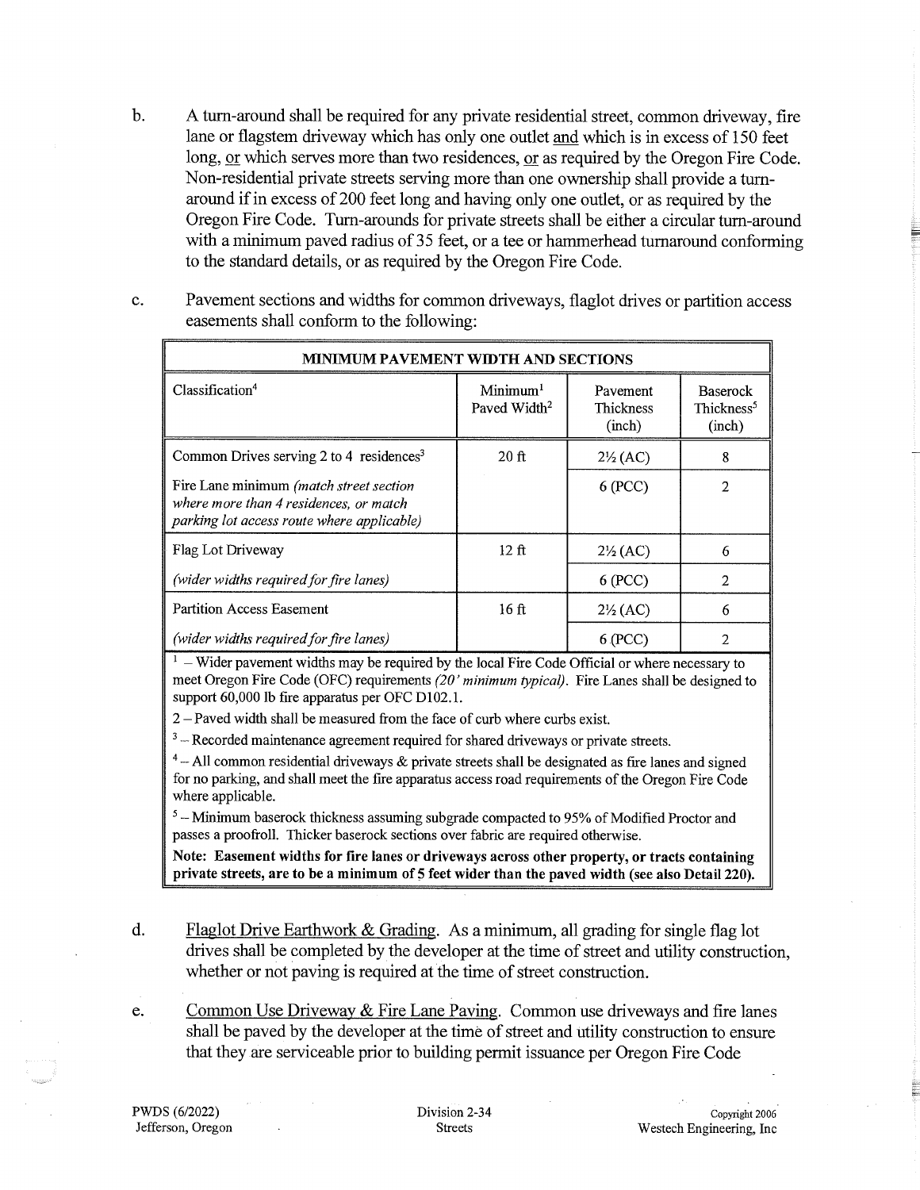b. A turn-around shall be required for any private residential street, common driveway, fire lane or flagstem driveway which has only one outlet <u>and</u> which is in excess of 150 feet long, <u>or</u> which serves more than two residences, <u>or</u> as required by the Oregon Fire Code. Non-residential private streets serving more than one ownership shall provide a turn-around if in excess of 200 feet long and having only one outlet, or as required by the Oregon Fire Code. Turn-arounds for private streets shall be either a circular turn-around with a minimum paved radius of 35 feet, or a tee or hammerhead turnaround conforming to the standard details, or as required by the Oregon Fire Code.

c. Pavement sections and widths for common driveways, flaglot drives or partition access easements shall conform to the following:

| **MINIMUM PAVEMENT WIDTH AND SECTIONS** | | | |
|---|---|---|---|
| Classification[4] | Minimum[1] Paved Width[2] | Pavement Thickness (inch) | Baserock Thickness[5] (inch) |
| Common Drives serving 2 to 4 residences[3] | 20 ft | 2½ (AC) | 8 |
| Fire Lane minimum *(match street section where more than 4 residences, or match parking lot access route where applicable)* | | 6 (PCC) | 2 |
| Flag Lot Driveway | 12 ft | 2½ (AC) | 6 |
| *(wider widths required for fire lanes)* | | 6 (PCC) | 2 |
| Partition Access Easement | 16 ft | 2½ (AC) | 6 |
| *(wider widths required for fire lanes)* | | 6 (PCC) | 2 |

[1] – Wider pavement widths may be required by the local Fire Code Official or where necessary to meet Oregon Fire Code (OFC) requirements *(20' minimum typical)*. Fire Lanes shall be designed to support 60,000 lb fire apparatus per OFC D102.1.

2 – Paved width shall be measured from the face of curb where curbs exist.

[3] – Recorded maintenance agreement required for shared driveways or private streets.

[4] – All common residential driveways & private streets shall be designated as fire lanes and signed for no parking, and shall meet the fire apparatus access road requirements of the Oregon Fire Code where applicable.

[5] – Minimum baserock thickness assuming subgrade compacted to 95% of Modified Proctor and passes a proofroll. Thicker baserock sections over fabric are required otherwise.

**Note: Easement widths for fire lanes or driveways across other property, or tracts containing private streets, are to be a minimum of 5 feet wider than the paved width (see also Detail 220).**

d. <u>Flaglot Drive Earthwork & Grading</u>. As a minimum, all grading for single flag lot drives shall be completed by the developer at the time of street and utility construction, whether or not paving is required at the time of street construction.

e. <u>Common Use Driveway & Fire Lane Paving</u>. Common use driveways and fire lanes shall be paved by the developer at the time of street and utility construction to ensure that they are serviceable prior to building permit issuance per Oregon Fire Code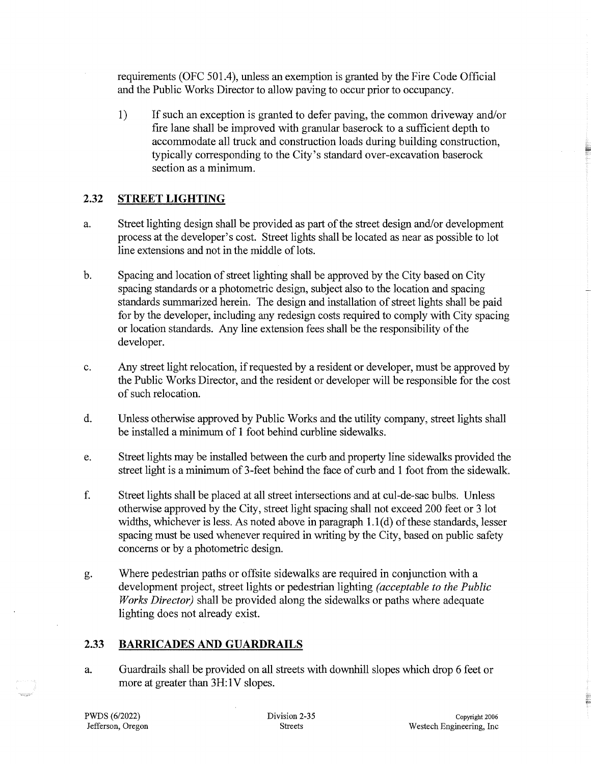requirements (OFC 501.4), unless an exemption is granted by the Fire Code Official and the Public Works Director to allow paving to occur prior to occupancy.

1) If such an exception is granted to defer paving, the common driveway and/or fire lane shall be improved with granular baserock to a sufficient depth to accommodate all truck and construction loads during building construction, typically corresponding to the City's standard over-excavation baserock section as a minimum.

## 2.32 STREET LIGHTING

a. Street lighting design shall be provided as part of the street design and/or development process at the developer's cost. Street lights shall be located as near as possible to lot line extensions and not in the middle of lots.

b. Spacing and location of street lighting shall be approved by the City based on City spacing standards or a photometric design, subject also to the location and spacing standards summarized herein. The design and installation of street lights shall be paid for by the developer, including any redesign costs required to comply with City spacing or location standards. Any line extension fees shall be the responsibility of the developer.

c. Any street light relocation, if requested by a resident or developer, must be approved by the Public Works Director, and the resident or developer will be responsible for the cost of such relocation.

d. Unless otherwise approved by Public Works and the utility company, street lights shall be installed a minimum of 1 foot behind curbline sidewalks.

e. Street lights may be installed between the curb and property line sidewalks provided the street light is a minimum of 3-feet behind the face of curb and 1 foot from the sidewalk.

f. Street lights shall be placed at all street intersections and at cul-de-sac bulbs. Unless otherwise approved by the City, street light spacing shall not exceed 200 feet or 3 lot widths, whichever is less. As noted above in paragraph 1.1(d) of these standards, lesser spacing must be used whenever required in writing by the City, based on public safety concerns or by a photometric design.

g. Where pedestrian paths or offsite sidewalks are required in conjunction with a development project, street lights or pedestrian lighting *(acceptable to the Public Works Director)* shall be provided along the sidewalks or paths where adequate lighting does not already exist.

## 2.33 BARRICADES AND GUARDRAILS

a. Guardrails shall be provided on all streets with downhill slopes which drop 6 feet or more at greater than 3H:1V slopes.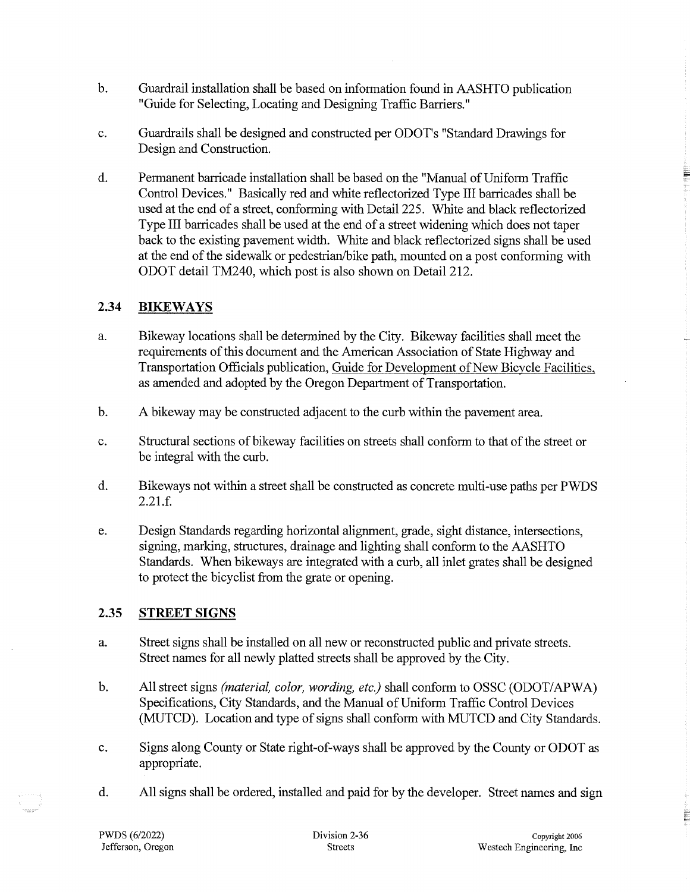b. Guardrail installation shall be based on information found in AASHTO publication "Guide for Selecting, Locating and Designing Traffic Barriers."

c. Guardrails shall be designed and constructed per ODOT's "Standard Drawings for Design and Construction.

d. Permanent barricade installation shall be based on the "Manual of Uniform Traffic Control Devices." Basically red and white reflectorized Type III barricades shall be used at the end of a street, conforming with Detail 225. White and black reflectorized Type III barricades shall be used at the end of a street widening which does not taper back to the existing pavement width. White and black reflectorized signs shall be used at the end of the sidewalk or pedestrian/bike path, mounted on a post conforming with ODOT detail TM240, which post is also shown on Detail 212.

## 2.34 BIKEWAYS

a. Bikeway locations shall be determined by the City. Bikeway facilities shall meet the requirements of this document and the American Association of State Highway and Transportation Officials publication, Guide for Development of New Bicycle Facilities, as amended and adopted by the Oregon Department of Transportation.

b. A bikeway may be constructed adjacent to the curb within the pavement area.

c. Structural sections of bikeway facilities on streets shall conform to that of the street or be integral with the curb.

d. Bikeways not within a street shall be constructed as concrete multi-use paths per PWDS 2.21.f.

e. Design Standards regarding horizontal alignment, grade, sight distance, intersections, signing, marking, structures, drainage and lighting shall conform to the AASHTO Standards. When bikeways are integrated with a curb, all inlet grates shall be designed to protect the bicyclist from the grate or opening.

## 2.35 STREET SIGNS

a. Street signs shall be installed on all new or reconstructed public and private streets. Street names for all newly platted streets shall be approved by the City.

b. All street signs *(material, color, wording, etc.)* shall conform to OSSC (ODOT/APWA) Specifications, City Standards, and the Manual of Uniform Traffic Control Devices (MUTCD). Location and type of signs shall conform with MUTCD and City Standards.

c. Signs along County or State right-of-ways shall be approved by the County or ODOT as appropriate.

d. All signs shall be ordered, installed and paid for by the developer. Street names and sign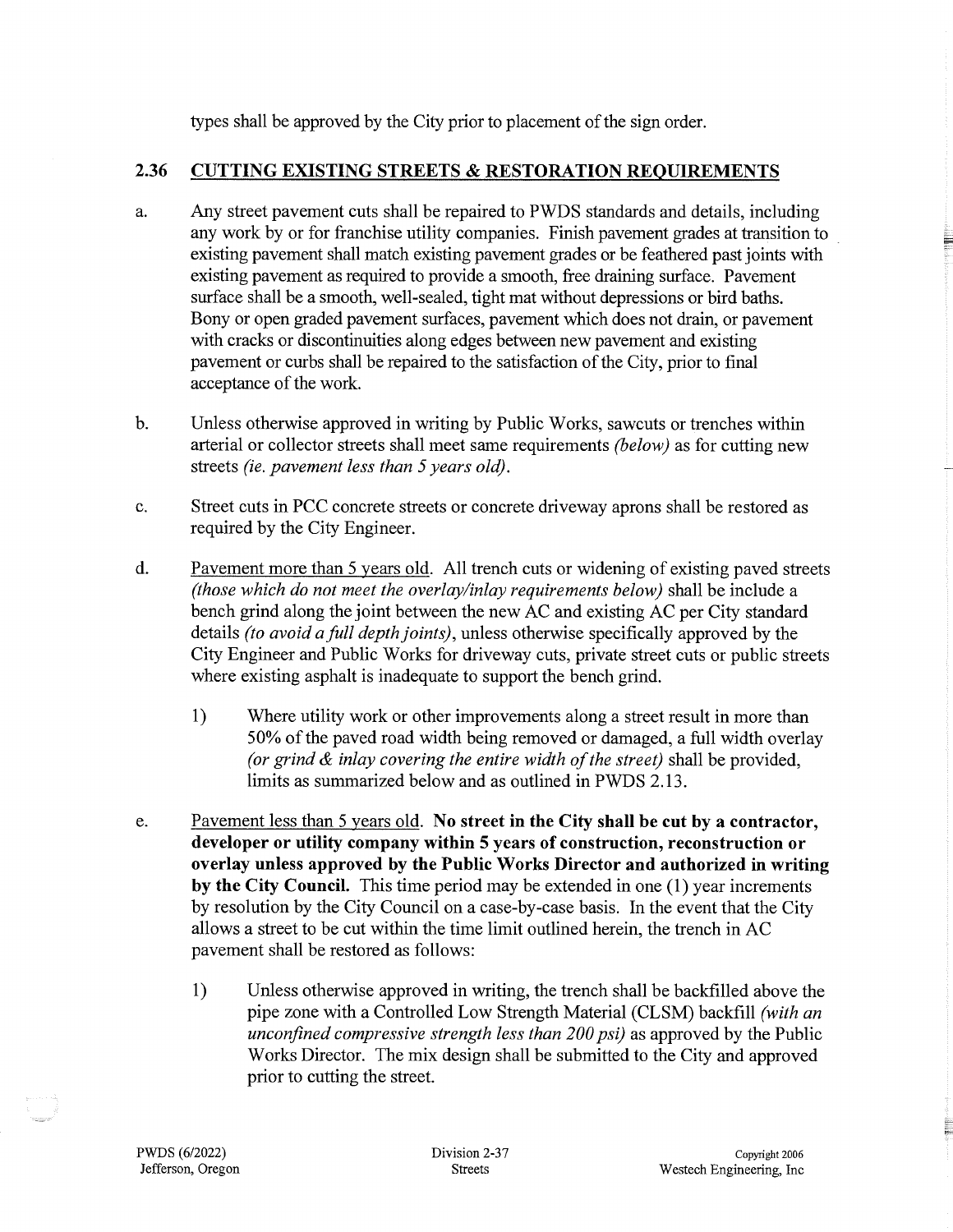types shall be approved by the City prior to placement of the sign order.

## 2.36 CUTTING EXISTING STREETS & RESTORATION REQUIREMENTS

a. Any street pavement cuts shall be repaired to PWDS standards and details, including any work by or for franchise utility companies. Finish pavement grades at transition to existing pavement shall match existing pavement grades or be feathered past joints with existing pavement as required to provide a smooth, free draining surface. Pavement surface shall be a smooth, well-sealed, tight mat without depressions or bird baths. Bony or open graded pavement surfaces, pavement which does not drain, or pavement with cracks or discontinuities along edges between new pavement and existing pavement or curbs shall be repaired to the satisfaction of the City, prior to final acceptance of the work.

b. Unless otherwise approved in writing by Public Works, sawcuts or trenches within arterial or collector streets shall meet same requirements *(below)* as for cutting new streets *(ie. pavement less than 5 years old)*.

c. Street cuts in PCC concrete streets or concrete driveway aprons shall be restored as required by the City Engineer.

d. Pavement more than 5 years old. All trench cuts or widening of existing paved streets *(those which do not meet the overlay/inlay requirements below)* shall be include a bench grind along the joint between the new AC and existing AC per City standard details *(to avoid a full depth joints)*, unless otherwise specifically approved by the City Engineer and Public Works for driveway cuts, private street cuts or public streets where existing asphalt is inadequate to support the bench grind.

   1) Where utility work or other improvements along a street result in more than 50% of the paved road width being removed or damaged, a full width overlay *(or grind & inlay covering the entire width of the street)* shall be provided, limits as summarized below and as outlined in PWDS 2.13.

e. Pavement less than 5 years old. **No street in the City shall be cut by a contractor, developer or utility company within 5 years of construction, reconstruction or overlay unless approved by the Public Works Director and authorized in writing by the City Council.** This time period may be extended in one (1) year increments by resolution by the City Council on a case-by-case basis. In the event that the City allows a street to be cut within the time limit outlined herein, the trench in AC pavement shall be restored as follows:

   1) Unless otherwise approved in writing, the trench shall be backfilled above the pipe zone with a Controlled Low Strength Material (CLSM) backfill *(with an unconfined compressive strength less than 200 psi)* as approved by the Public Works Director. The mix design shall be submitted to the City and approved prior to cutting the street.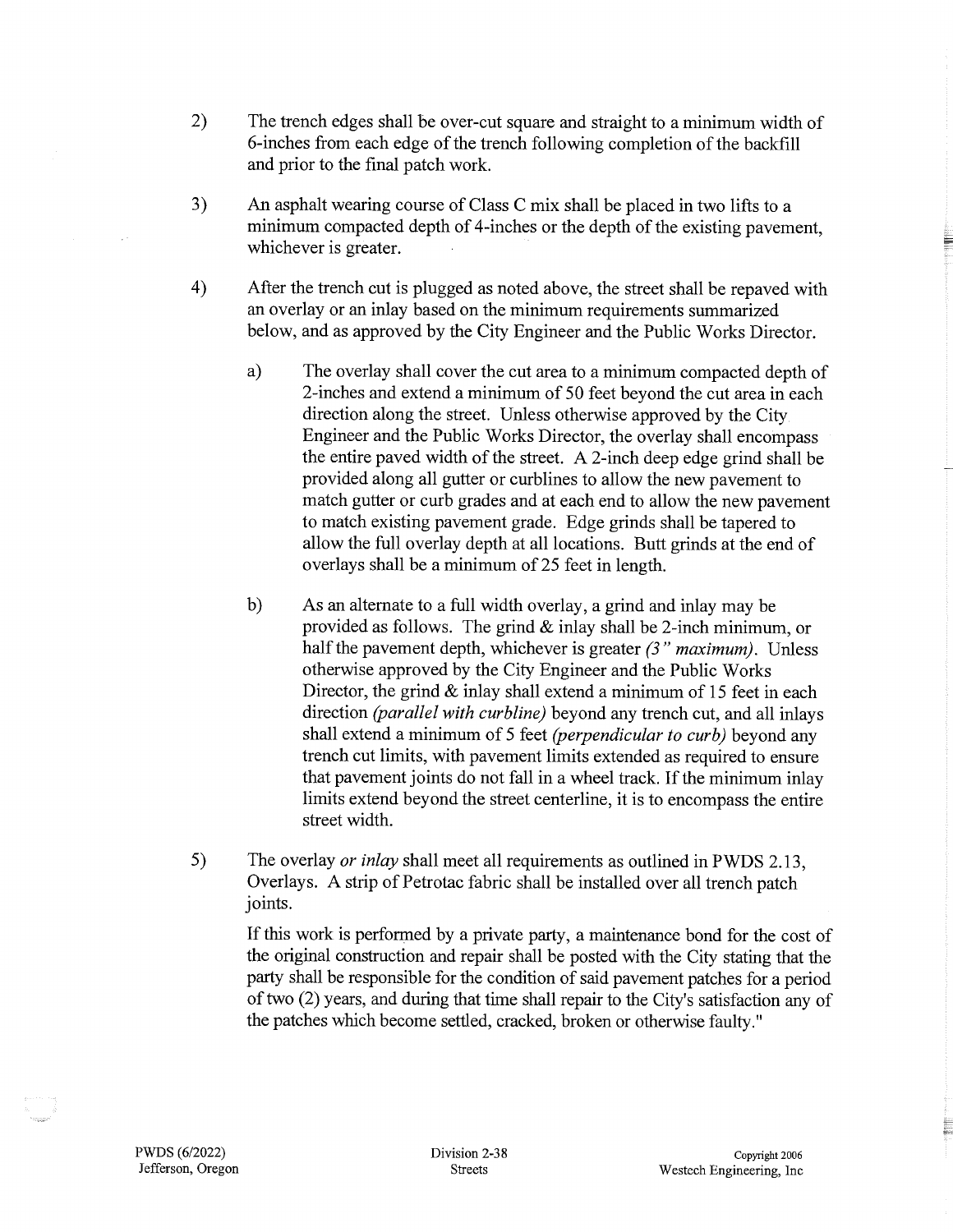2) The trench edges shall be over-cut square and straight to a minimum width of 6-inches from each edge of the trench following completion of the backfill and prior to the final patch work.

3) An asphalt wearing course of Class C mix shall be placed in two lifts to a minimum compacted depth of 4-inches or the depth of the existing pavement, whichever is greater.

4) After the trench cut is plugged as noted above, the street shall be repaved with an overlay or an inlay based on the minimum requirements summarized below, and as approved by the City Engineer and the Public Works Director.

   a) The overlay shall cover the cut area to a minimum compacted depth of 2-inches and extend a minimum of 50 feet beyond the cut area in each direction along the street. Unless otherwise approved by the City Engineer and the Public Works Director, the overlay shall encompass the entire paved width of the street. A 2-inch deep edge grind shall be provided along all gutter or curblines to allow the new pavement to match gutter or curb grades and at each end to allow the new pavement to match existing pavement grade. Edge grinds shall be tapered to allow the full overlay depth at all locations. Butt grinds at the end of overlays shall be a minimum of 25 feet in length.

   b) As an alternate to a full width overlay, a grind and inlay may be provided as follows. The grind & inlay shall be 2-inch minimum, or half the pavement depth, whichever is greater *(3" maximum)*. Unless otherwise approved by the City Engineer and the Public Works Director, the grind & inlay shall extend a minimum of 15 feet in each direction *(parallel with curbline)* beyond any trench cut, and all inlays shall extend a minimum of 5 feet *(perpendicular to curb)* beyond any trench cut limits, with pavement limits extended as required to ensure that pavement joints do not fall in a wheel track. If the minimum inlay limits extend beyond the street centerline, it is to encompass the entire street width.

5) The overlay *or inlay* shall meet all requirements as outlined in PWDS 2.13, Overlays. A strip of Petrotac fabric shall be installed over all trench patch joints.

   If this work is performed by a private party, a maintenance bond for the cost of the original construction and repair shall be posted with the City stating that the party shall be responsible for the condition of said pavement patches for a period of two (2) years, and during that time shall repair to the City's satisfaction any of the patches which become settled, cracked, broken or otherwise faulty."